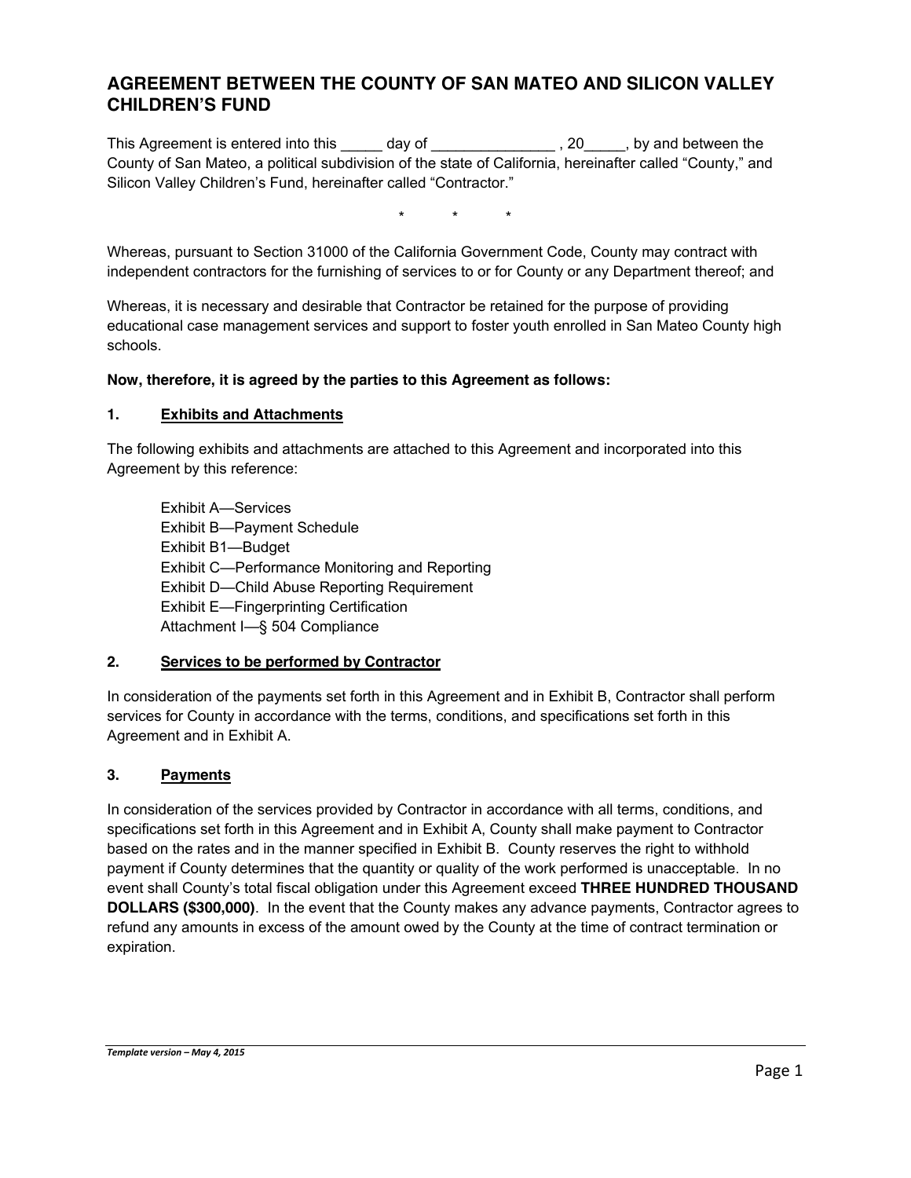# AGREEMENT BETWEEN THE COUNTY OF SAN MATEO AND SILICON VALLEY CHILDREN'S FUND

This Agreement is entered into this _____ day of _______________ , 20_____, by and between the County of San Mateo, a political subdivision of the state of California, hereinafter called "County," and Silicon Valley Children's Fund, hereinafter called "Contractor."

\* \* \*

Whereas, pursuant to Section 31000 of the California Government Code, County may contract with independent contractors for the furnishing of services to or for County or any Department thereof; and

Whereas, it is necessary and desirable that Contractor be retained for the purpose of providing educational case management services and support to foster youth enrolled in San Mateo County high schools.

**Now, therefore, it is agreed by the parties to this Agreement as follows:**

## 1. Exhibits and Attachments

The following exhibits and attachments are attached to this Agreement and incorporated into this Agreement by this reference:

Exhibit A—Services
Exhibit B—Payment Schedule
Exhibit B1—Budget
Exhibit C—Performance Monitoring and Reporting
Exhibit D—Child Abuse Reporting Requirement
Exhibit E—Fingerprinting Certification
Attachment I—§ 504 Compliance

## 2. Services to be performed by Contractor

In consideration of the payments set forth in this Agreement and in Exhibit B, Contractor shall perform services for County in accordance with the terms, conditions, and specifications set forth in this Agreement and in Exhibit A.

## 3. Payments

In consideration of the services provided by Contractor in accordance with all terms, conditions, and specifications set forth in this Agreement and in Exhibit A, County shall make payment to Contractor based on the rates and in the manner specified in Exhibit B. County reserves the right to withhold payment if County determines that the quantity or quality of the work performed is unacceptable. In no event shall County's total fiscal obligation under this Agreement exceed **THREE HUNDRED THOUSAND DOLLARS ($300,000)**. In the event that the County makes any advance payments, Contractor agrees to refund any amounts in excess of the amount owed by the County at the time of contract termination or expiration.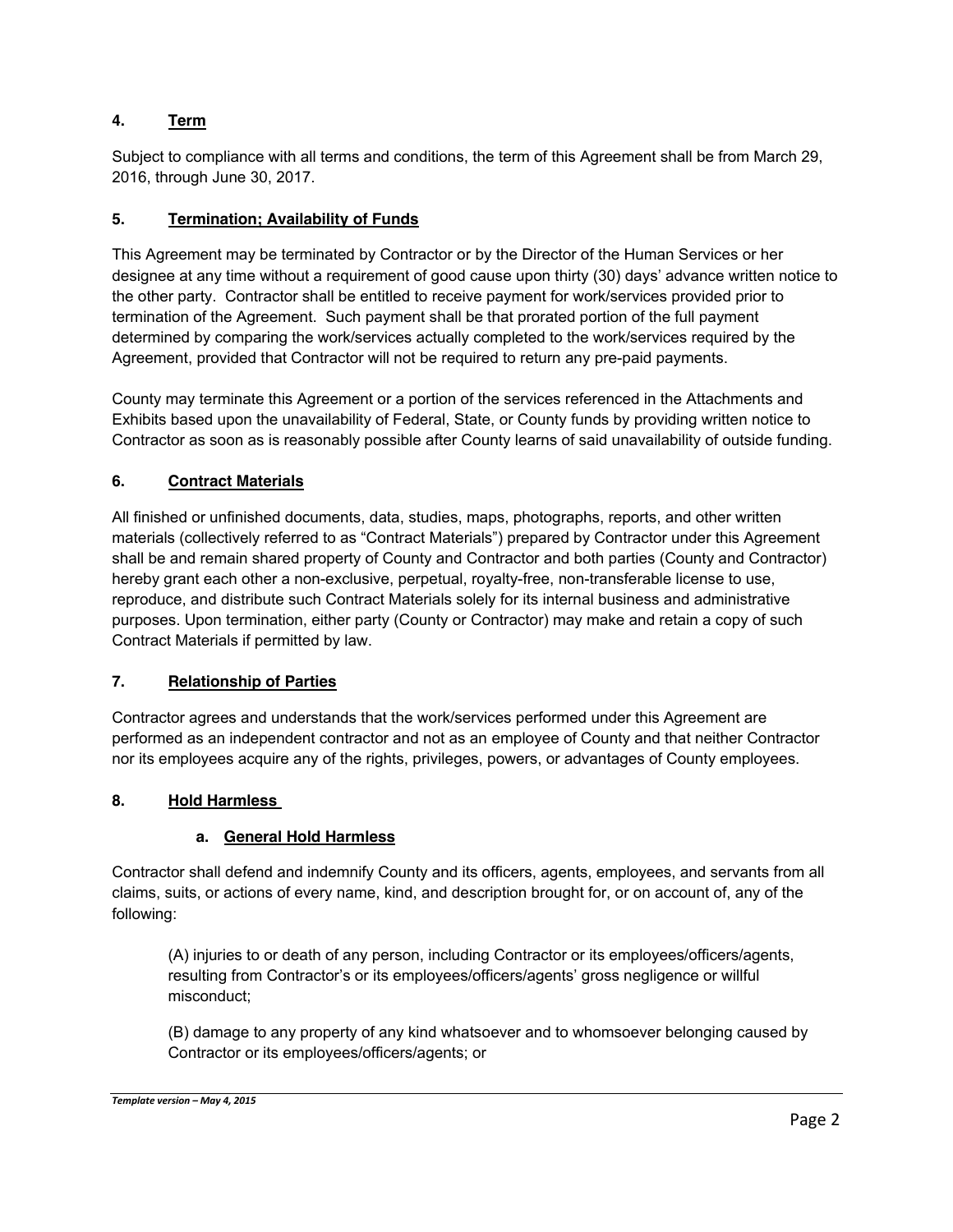## 4. Term

Subject to compliance with all terms and conditions, the term of this Agreement shall be from March 29, 2016, through June 30, 2017.

## 5. Termination; Availability of Funds

This Agreement may be terminated by Contractor or by the Director of the Human Services or her designee at any time without a requirement of good cause upon thirty (30) days' advance written notice to the other party. Contractor shall be entitled to receive payment for work/services provided prior to termination of the Agreement. Such payment shall be that prorated portion of the full payment determined by comparing the work/services actually completed to the work/services required by the Agreement, provided that Contractor will not be required to return any pre-paid payments.

County may terminate this Agreement or a portion of the services referenced in the Attachments and Exhibits based upon the unavailability of Federal, State, or County funds by providing written notice to Contractor as soon as is reasonably possible after County learns of said unavailability of outside funding.

## 6. Contract Materials

All finished or unfinished documents, data, studies, maps, photographs, reports, and other written materials (collectively referred to as "Contract Materials") prepared by Contractor under this Agreement shall be and remain shared property of County and Contractor and both parties (County and Contractor) hereby grant each other a non-exclusive, perpetual, royalty-free, non-transferable license to use, reproduce, and distribute such Contract Materials solely for its internal business and administrative purposes. Upon termination, either party (County or Contractor) may make and retain a copy of such Contract Materials if permitted by law.

## 7. Relationship of Parties

Contractor agrees and understands that the work/services performed under this Agreement are performed as an independent contractor and not as an employee of County and that neither Contractor nor its employees acquire any of the rights, privileges, powers, or advantages of County employees.

## 8. Hold Harmless

### a. General Hold Harmless

Contractor shall defend and indemnify County and its officers, agents, employees, and servants from all claims, suits, or actions of every name, kind, and description brought for, or on account of, any of the following:

(A) injuries to or death of any person, including Contractor or its employees/officers/agents, resulting from Contractor's or its employees/officers/agents' gross negligence or willful misconduct;

(B) damage to any property of any kind whatsoever and to whomsoever belonging caused by Contractor or its employees/officers/agents; or

*Template version – May 4, 2015*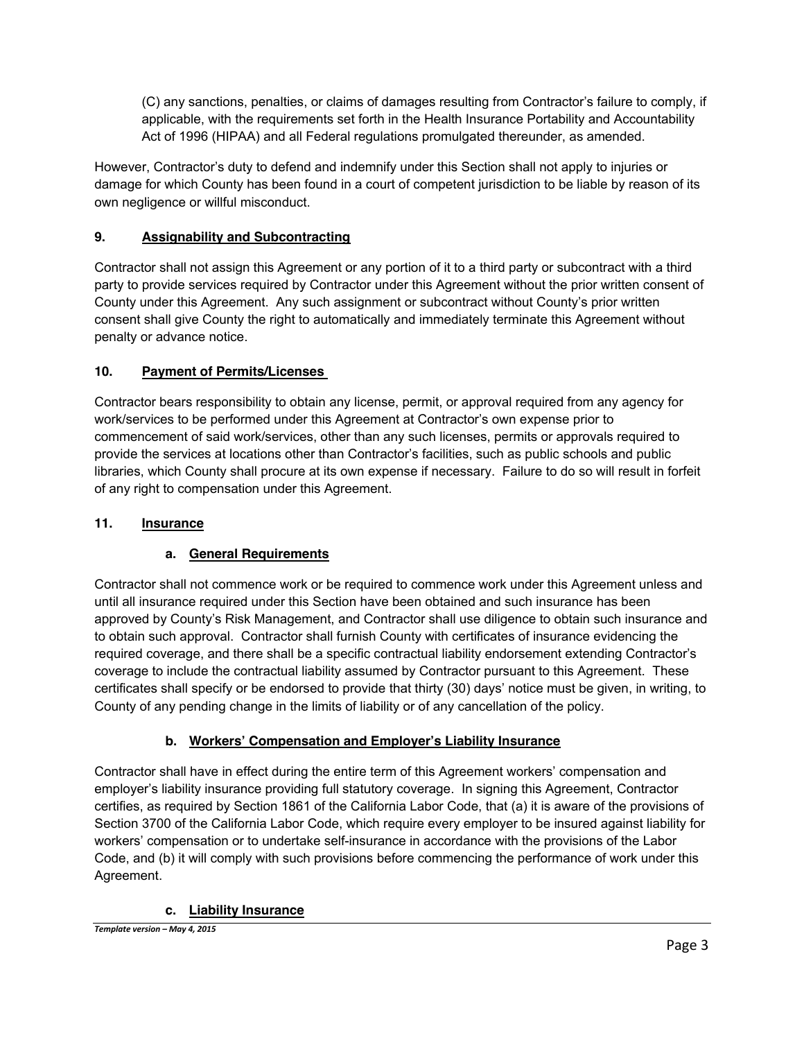(C) any sanctions, penalties, or claims of damages resulting from Contractor's failure to comply, if applicable, with the requirements set forth in the Health Insurance Portability and Accountability Act of 1996 (HIPAA) and all Federal regulations promulgated thereunder, as amended.

However, Contractor's duty to defend and indemnify under this Section shall not apply to injuries or damage for which County has been found in a court of competent jurisdiction to be liable by reason of its own negligence or willful misconduct.

**9. Assignability and Subcontracting**

Contractor shall not assign this Agreement or any portion of it to a third party or subcontract with a third party to provide services required by Contractor under this Agreement without the prior written consent of County under this Agreement. Any such assignment or subcontract without County's prior written consent shall give County the right to automatically and immediately terminate this Agreement without penalty or advance notice.

**10. Payment of Permits/Licenses**

Contractor bears responsibility to obtain any license, permit, or approval required from any agency for work/services to be performed under this Agreement at Contractor's own expense prior to commencement of said work/services, other than any such licenses, permits or approvals required to provide the services at locations other than Contractor's facilities, such as public schools and public libraries, which County shall procure at its own expense if necessary. Failure to do so will result in forfeit of any right to compensation under this Agreement.

**11. Insurance**

**a. General Requirements**

Contractor shall not commence work or be required to commence work under this Agreement unless and until all insurance required under this Section have been obtained and such insurance has been approved by County's Risk Management, and Contractor shall use diligence to obtain such insurance and to obtain such approval. Contractor shall furnish County with certificates of insurance evidencing the required coverage, and there shall be a specific contractual liability endorsement extending Contractor's coverage to include the contractual liability assumed by Contractor pursuant to this Agreement. These certificates shall specify or be endorsed to provide that thirty (30) days' notice must be given, in writing, to County of any pending change in the limits of liability or of any cancellation of the policy.

**b. Workers' Compensation and Employer's Liability Insurance**

Contractor shall have in effect during the entire term of this Agreement workers' compensation and employer's liability insurance providing full statutory coverage. In signing this Agreement, Contractor certifies, as required by Section 1861 of the California Labor Code, that (a) it is aware of the provisions of Section 3700 of the California Labor Code, which require every employer to be insured against liability for workers' compensation or to undertake self-insurance in accordance with the provisions of the Labor Code, and (b) it will comply with such provisions before commencing the performance of work under this Agreement.

**c. Liability Insurance**

*Template version – May 4, 2015*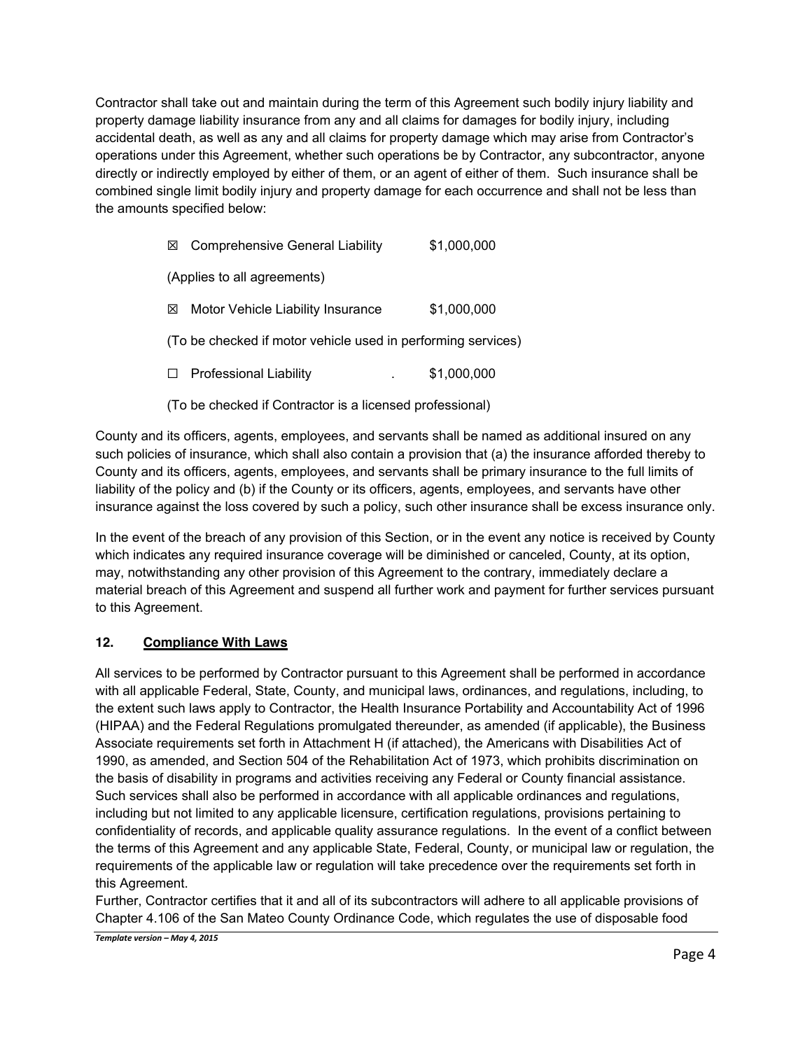Contractor shall take out and maintain during the term of this Agreement such bodily injury liability and property damage liability insurance from any and all claims for damages for bodily injury, including accidental death, as well as any and all claims for property damage which may arise from Contractor's operations under this Agreement, whether such operations be by Contractor, any subcontractor, anyone directly or indirectly employed by either of them, or an agent of either of them. Such insurance shall be combined single limit bodily injury and property damage for each occurrence and shall not be less than the amounts specified below:

☒ Comprehensive General Liability $1,000,000

(Applies to all agreements)

☒ Motor Vehicle Liability Insurance $1,000,000

(To be checked if motor vehicle used in performing services)

☐ Professional Liability . $1,000,000

(To be checked if Contractor is a licensed professional)

County and its officers, agents, employees, and servants shall be named as additional insured on any such policies of insurance, which shall also contain a provision that (a) the insurance afforded thereby to County and its officers, agents, employees, and servants shall be primary insurance to the full limits of liability of the policy and (b) if the County or its officers, agents, employees, and servants have other insurance against the loss covered by such a policy, such other insurance shall be excess insurance only.

In the event of the breach of any provision of this Section, or in the event any notice is received by County which indicates any required insurance coverage will be diminished or canceled, County, at its option, may, notwithstanding any other provision of this Agreement to the contrary, immediately declare a material breach of this Agreement and suspend all further work and payment for further services pursuant to this Agreement.

### 12. Compliance With Laws

All services to be performed by Contractor pursuant to this Agreement shall be performed in accordance with all applicable Federal, State, County, and municipal laws, ordinances, and regulations, including, to the extent such laws apply to Contractor, the Health Insurance Portability and Accountability Act of 1996 (HIPAA) and the Federal Regulations promulgated thereunder, as amended (if applicable), the Business Associate requirements set forth in Attachment H (if attached), the Americans with Disabilities Act of 1990, as amended, and Section 504 of the Rehabilitation Act of 1973, which prohibits discrimination on the basis of disability in programs and activities receiving any Federal or County financial assistance. Such services shall also be performed in accordance with all applicable ordinances and regulations, including but not limited to any applicable licensure, certification regulations, provisions pertaining to confidentiality of records, and applicable quality assurance regulations. In the event of a conflict between the terms of this Agreement and any applicable State, Federal, County, or municipal law or regulation, the requirements of the applicable law or regulation will take precedence over the requirements set forth in this Agreement.

Further, Contractor certifies that it and all of its subcontractors will adhere to all applicable provisions of Chapter 4.106 of the San Mateo County Ordinance Code, which regulates the use of disposable food

*Template version – May 4, 2015*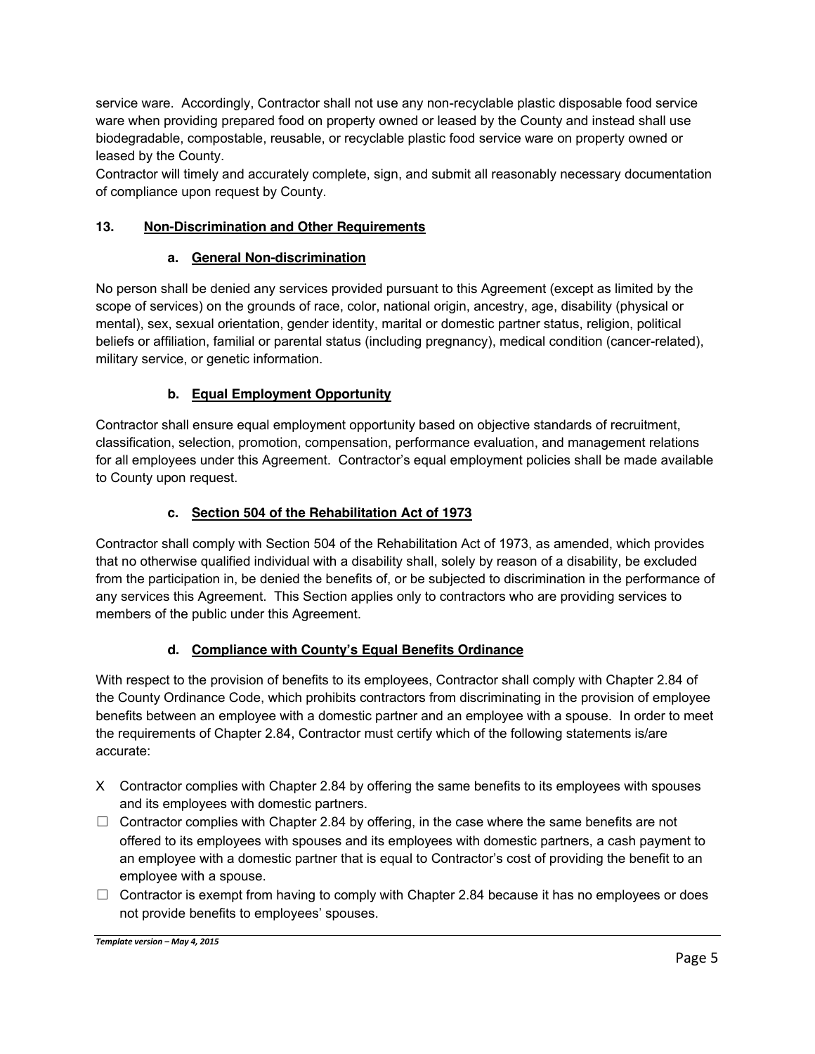service ware. Accordingly, Contractor shall not use any non-recyclable plastic disposable food service ware when providing prepared food on property owned or leased by the County and instead shall use biodegradable, compostable, reusable, or recyclable plastic food service ware on property owned or leased by the County.

Contractor will timely and accurately complete, sign, and submit all reasonably necessary documentation of compliance upon request by County.

### 13. Non-Discrimination and Other Requirements

#### a. General Non-discrimination

No person shall be denied any services provided pursuant to this Agreement (except as limited by the scope of services) on the grounds of race, color, national origin, ancestry, age, disability (physical or mental), sex, sexual orientation, gender identity, marital or domestic partner status, religion, political beliefs or affiliation, familial or parental status (including pregnancy), medical condition (cancer-related), military service, or genetic information.

#### b. Equal Employment Opportunity

Contractor shall ensure equal employment opportunity based on objective standards of recruitment, classification, selection, promotion, compensation, performance evaluation, and management relations for all employees under this Agreement. Contractor's equal employment policies shall be made available to County upon request.

#### c. Section 504 of the Rehabilitation Act of 1973

Contractor shall comply with Section 504 of the Rehabilitation Act of 1973, as amended, which provides that no otherwise qualified individual with a disability shall, solely by reason of a disability, be excluded from the participation in, be denied the benefits of, or be subjected to discrimination in the performance of any services this Agreement. This Section applies only to contractors who are providing services to members of the public under this Agreement.

#### d. Compliance with County's Equal Benefits Ordinance

With respect to the provision of benefits to its employees, Contractor shall comply with Chapter 2.84 of the County Ordinance Code, which prohibits contractors from discriminating in the provision of employee benefits between an employee with a domestic partner and an employee with a spouse. In order to meet the requirements of Chapter 2.84, Contractor must certify which of the following statements is/are accurate:

- X Contractor complies with Chapter 2.84 by offering the same benefits to its employees with spouses and its employees with domestic partners.
- ☐ Contractor complies with Chapter 2.84 by offering, in the case where the same benefits are not offered to its employees with spouses and its employees with domestic partners, a cash payment to an employee with a domestic partner that is equal to Contractor's cost of providing the benefit to an employee with a spouse.
- ☐ Contractor is exempt from having to comply with Chapter 2.84 because it has no employees or does not provide benefits to employees' spouses.

*Template version – May 4, 2015*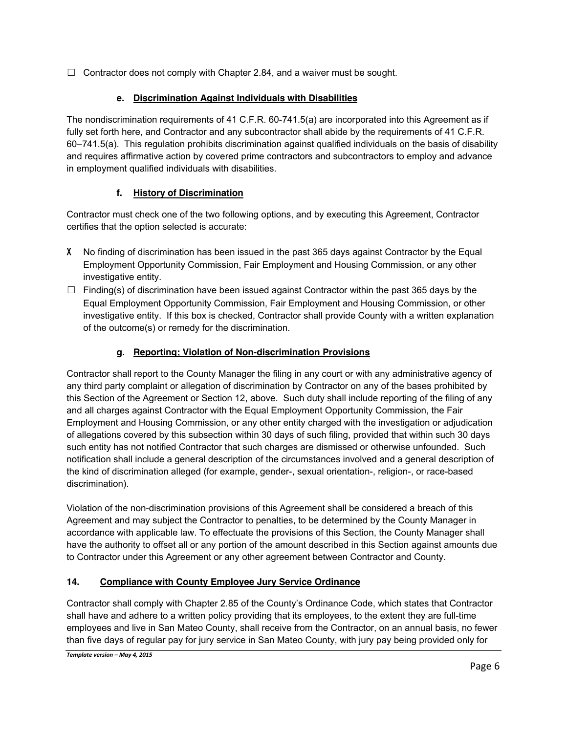☐ Contractor does not comply with Chapter 2.84, and a waiver must be sought.

#### e. Discrimination Against Individuals with Disabilities

The nondiscrimination requirements of 41 C.F.R. 60-741.5(a) are incorporated into this Agreement as if fully set forth here, and Contractor and any subcontractor shall abide by the requirements of 41 C.F.R. 60–741.5(a). This regulation prohibits discrimination against qualified individuals on the basis of disability and requires affirmative action by covered prime contractors and subcontractors to employ and advance in employment qualified individuals with disabilities.

#### f. History of Discrimination

Contractor must check one of the two following options, and by executing this Agreement, Contractor certifies that the option selected is accurate:

X No finding of discrimination has been issued in the past 365 days against Contractor by the Equal Employment Opportunity Commission, Fair Employment and Housing Commission, or any other investigative entity.

☐ Finding(s) of discrimination have been issued against Contractor within the past 365 days by the Equal Employment Opportunity Commission, Fair Employment and Housing Commission, or other investigative entity. If this box is checked, Contractor shall provide County with a written explanation of the outcome(s) or remedy for the discrimination.

#### g. Reporting; Violation of Non-discrimination Provisions

Contractor shall report to the County Manager the filing in any court or with any administrative agency of any third party complaint or allegation of discrimination by Contractor on any of the bases prohibited by this Section of the Agreement or Section 12, above. Such duty shall include reporting of the filing of any and all charges against Contractor with the Equal Employment Opportunity Commission, the Fair Employment and Housing Commission, or any other entity charged with the investigation or adjudication of allegations covered by this subsection within 30 days of such filing, provided that within such 30 days such entity has not notified Contractor that such charges are dismissed or otherwise unfounded. Such notification shall include a general description of the circumstances involved and a general description of the kind of discrimination alleged (for example, gender-, sexual orientation-, religion-, or race-based discrimination).

Violation of the non-discrimination provisions of this Agreement shall be considered a breach of this Agreement and may subject the Contractor to penalties, to be determined by the County Manager in accordance with applicable law. To effectuate the provisions of this Section, the County Manager shall have the authority to offset all or any portion of the amount described in this Section against amounts due to Contractor under this Agreement or any other agreement between Contractor and County.

### 14. Compliance with County Employee Jury Service Ordinance

Contractor shall comply with Chapter 2.85 of the County's Ordinance Code, which states that Contractor shall have and adhere to a written policy providing that its employees, to the extent they are full-time employees and live in San Mateo County, shall receive from the Contractor, on an annual basis, no fewer than five days of regular pay for jury service in San Mateo County, with jury pay being provided only for

*Template version – May 4, 2015*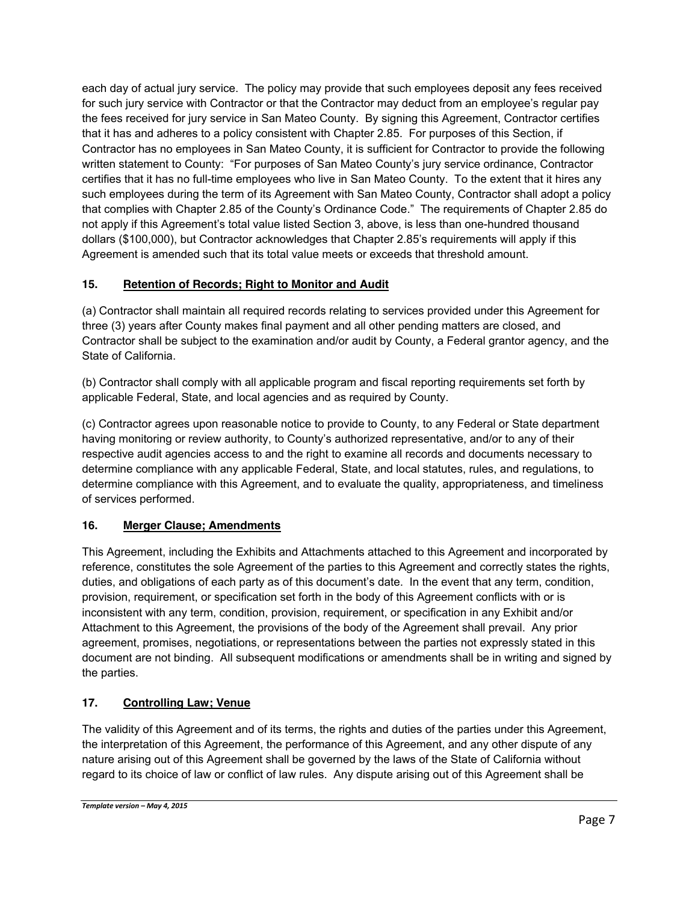each day of actual jury service. The policy may provide that such employees deposit any fees received for such jury service with Contractor or that the Contractor may deduct from an employee's regular pay the fees received for jury service in San Mateo County. By signing this Agreement, Contractor certifies that it has and adheres to a policy consistent with Chapter 2.85. For purposes of this Section, if Contractor has no employees in San Mateo County, it is sufficient for Contractor to provide the following written statement to County: "For purposes of San Mateo County's jury service ordinance, Contractor certifies that it has no full-time employees who live in San Mateo County. To the extent that it hires any such employees during the term of its Agreement with San Mateo County, Contractor shall adopt a policy that complies with Chapter 2.85 of the County's Ordinance Code." The requirements of Chapter 2.85 do not apply if this Agreement's total value listed Section 3, above, is less than one-hundred thousand dollars ($100,000), but Contractor acknowledges that Chapter 2.85's requirements will apply if this Agreement is amended such that its total value meets or exceeds that threshold amount.

**15. Retention of Records; Right to Monitor and Audit**

(a) Contractor shall maintain all required records relating to services provided under this Agreement for three (3) years after County makes final payment and all other pending matters are closed, and Contractor shall be subject to the examination and/or audit by County, a Federal grantor agency, and the State of California.

(b) Contractor shall comply with all applicable program and fiscal reporting requirements set forth by applicable Federal, State, and local agencies and as required by County.

(c) Contractor agrees upon reasonable notice to provide to County, to any Federal or State department having monitoring or review authority, to County's authorized representative, and/or to any of their respective audit agencies access to and the right to examine all records and documents necessary to determine compliance with any applicable Federal, State, and local statutes, rules, and regulations, to determine compliance with this Agreement, and to evaluate the quality, appropriateness, and timeliness of services performed.

**16. Merger Clause; Amendments**

This Agreement, including the Exhibits and Attachments attached to this Agreement and incorporated by reference, constitutes the sole Agreement of the parties to this Agreement and correctly states the rights, duties, and obligations of each party as of this document's date. In the event that any term, condition, provision, requirement, or specification set forth in the body of this Agreement conflicts with or is inconsistent with any term, condition, provision, requirement, or specification in any Exhibit and/or Attachment to this Agreement, the provisions of the body of the Agreement shall prevail. Any prior agreement, promises, negotiations, or representations between the parties not expressly stated in this document are not binding. All subsequent modifications or amendments shall be in writing and signed by the parties.

**17. Controlling Law; Venue**

The validity of this Agreement and of its terms, the rights and duties of the parties under this Agreement, the interpretation of this Agreement, the performance of this Agreement, and any other dispute of any nature arising out of this Agreement shall be governed by the laws of the State of California without regard to its choice of law or conflict of law rules. Any dispute arising out of this Agreement shall be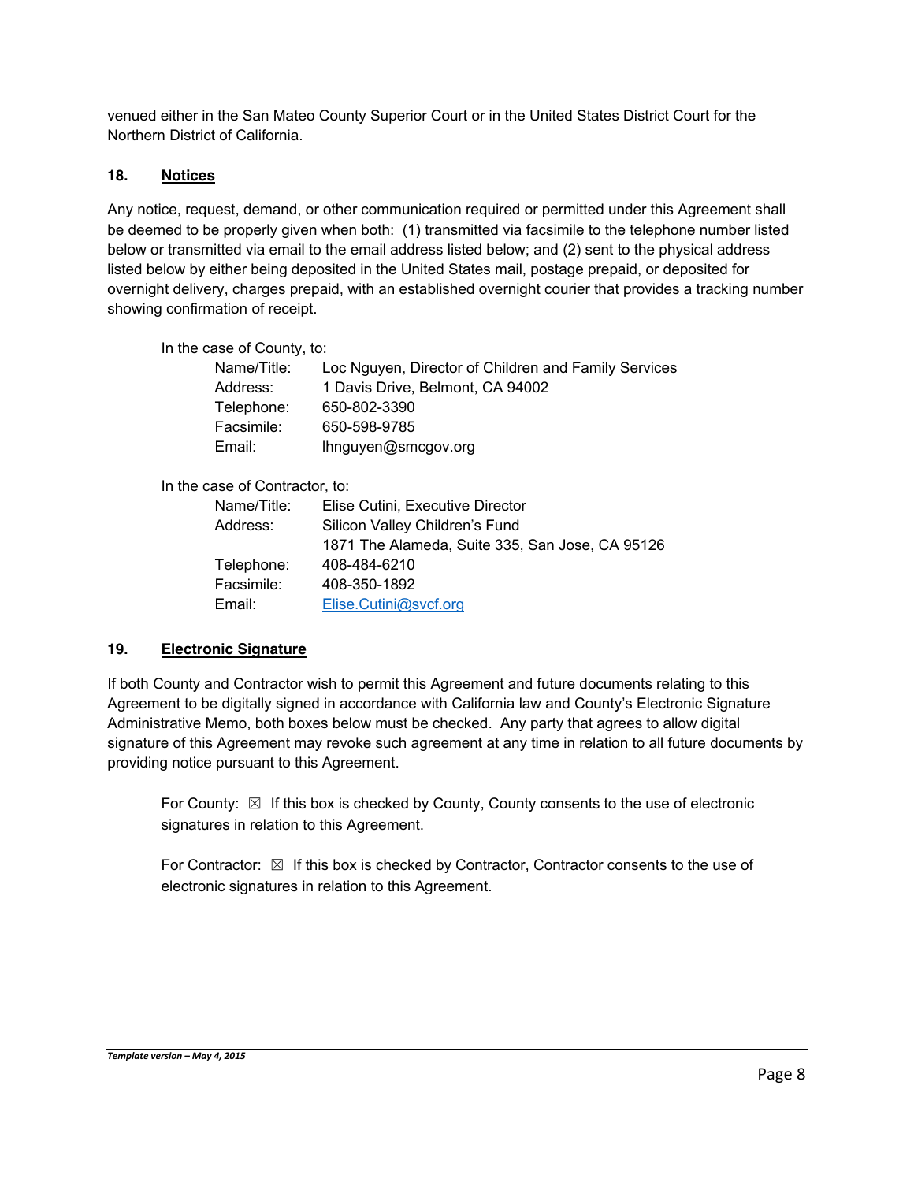venued either in the San Mateo County Superior Court or in the United States District Court for the Northern District of California.

**18. Notices**

Any notice, request, demand, or other communication required or permitted under this Agreement shall be deemed to be properly given when both: (1) transmitted via facsimile to the telephone number listed below or transmitted via email to the email address listed below; and (2) sent to the physical address listed below by either being deposited in the United States mail, postage prepaid, or deposited for overnight delivery, charges prepaid, with an established overnight courier that provides a tracking number showing confirmation of receipt.

In the case of County, to:

| | |
|---|---|
| Name/Title: | Loc Nguyen, Director of Children and Family Services |
| Address: | 1 Davis Drive, Belmont, CA 94002 |
| Telephone: | 650-802-3390 |
| Facsimile: | 650-598-9785 |
| Email: | lhnguyen@smcgov.org |

In the case of Contractor, to:

| | |
|---|---|
| Name/Title: | Elise Cutini, Executive Director |
| Address: | Silicon Valley Children's Fund<br>1871 The Alameda, Suite 335, San Jose, CA 95126 |
| Telephone: | 408-484-6210 |
| Facsimile: | 408-350-1892 |
| Email: | Elise.Cutini@svcf.org |

**19. Electronic Signature**

If both County and Contractor wish to permit this Agreement and future documents relating to this Agreement to be digitally signed in accordance with California law and County's Electronic Signature Administrative Memo, both boxes below must be checked. Any party that agrees to allow digital signature of this Agreement may revoke such agreement at any time in relation to all future documents by providing notice pursuant to this Agreement.

For County: ☒ If this box is checked by County, County consents to the use of electronic signatures in relation to this Agreement.

For Contractor: ☒ If this box is checked by Contractor, Contractor consents to the use of electronic signatures in relation to this Agreement.

*Template version – May 4, 2015*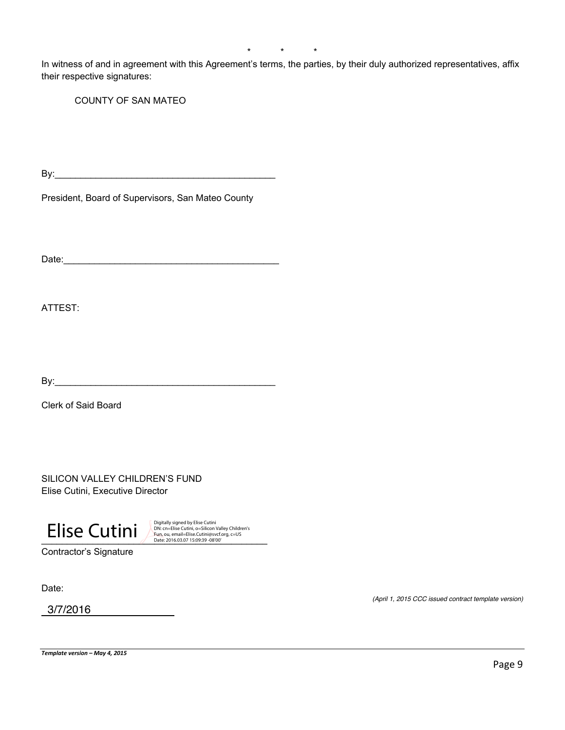\*    \*    \*

In witness of and in agreement with this Agreement's terms, the parties, by their duly authorized representatives, affix their respective signatures:

COUNTY OF SAN MATEO

By:_____________________________________________

President, Board of Supervisors, San Mateo County

Date:___________________________________________

ATTEST:

By:_____________________________________________

Clerk of Said Board

SILICON VALLEY CHILDREN'S FUND
Elise Cutini, Executive Director

Elise Cutini
Digitally signed by Elise Cutini
DN: cn=Elise Cutini, o=Silicon Valley Children's Fun, ou, email=Elise.Cutini@svcf.org, c=US
Date: 2016.03.07 15:09:39 -08'00'
_____________________________________________

Contractor's Signature

Date:

3/7/2016

*(April 1, 2015 CCC issued contract template version)*

***Template version – May 4, 2015***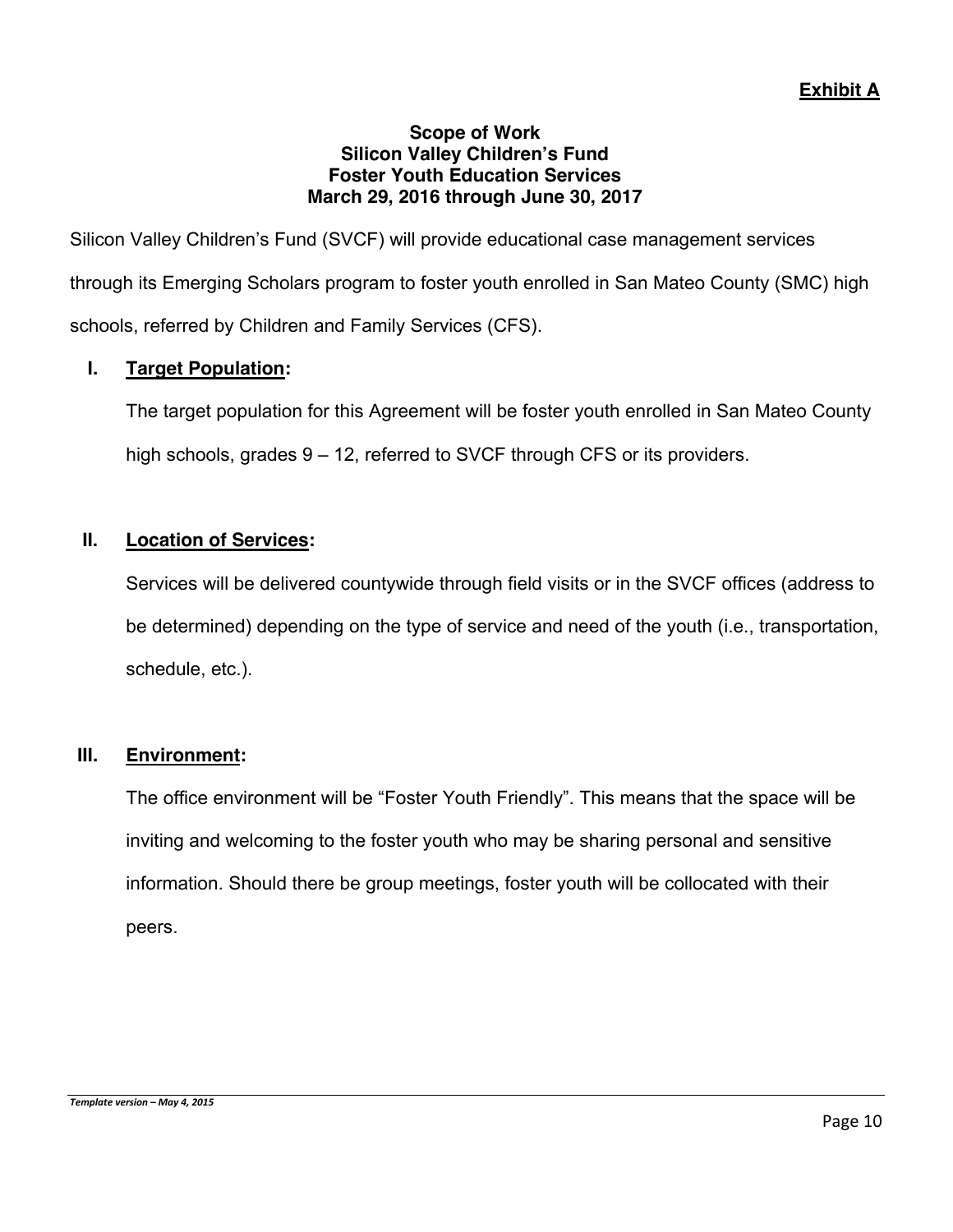**Exhibit A**

**Scope of Work**
**Silicon Valley Children's Fund**
**Foster Youth Education Services**
**March 29, 2016 through June 30, 2017**

Silicon Valley Children's Fund (SVCF) will provide educational case management services through its Emerging Scholars program to foster youth enrolled in San Mateo County (SMC) high schools, referred by Children and Family Services (CFS).

**I. Target Population:**

The target population for this Agreement will be foster youth enrolled in San Mateo County high schools, grades 9 – 12, referred to SVCF through CFS or its providers.

**II. Location of Services:**

Services will be delivered countywide through field visits or in the SVCF offices (address to be determined) depending on the type of service and need of the youth (i.e., transportation, schedule, etc.).

**III. Environment:**

The office environment will be "Foster Youth Friendly". This means that the space will be inviting and welcoming to the foster youth who may be sharing personal and sensitive information. Should there be group meetings, foster youth will be collocated with their peers.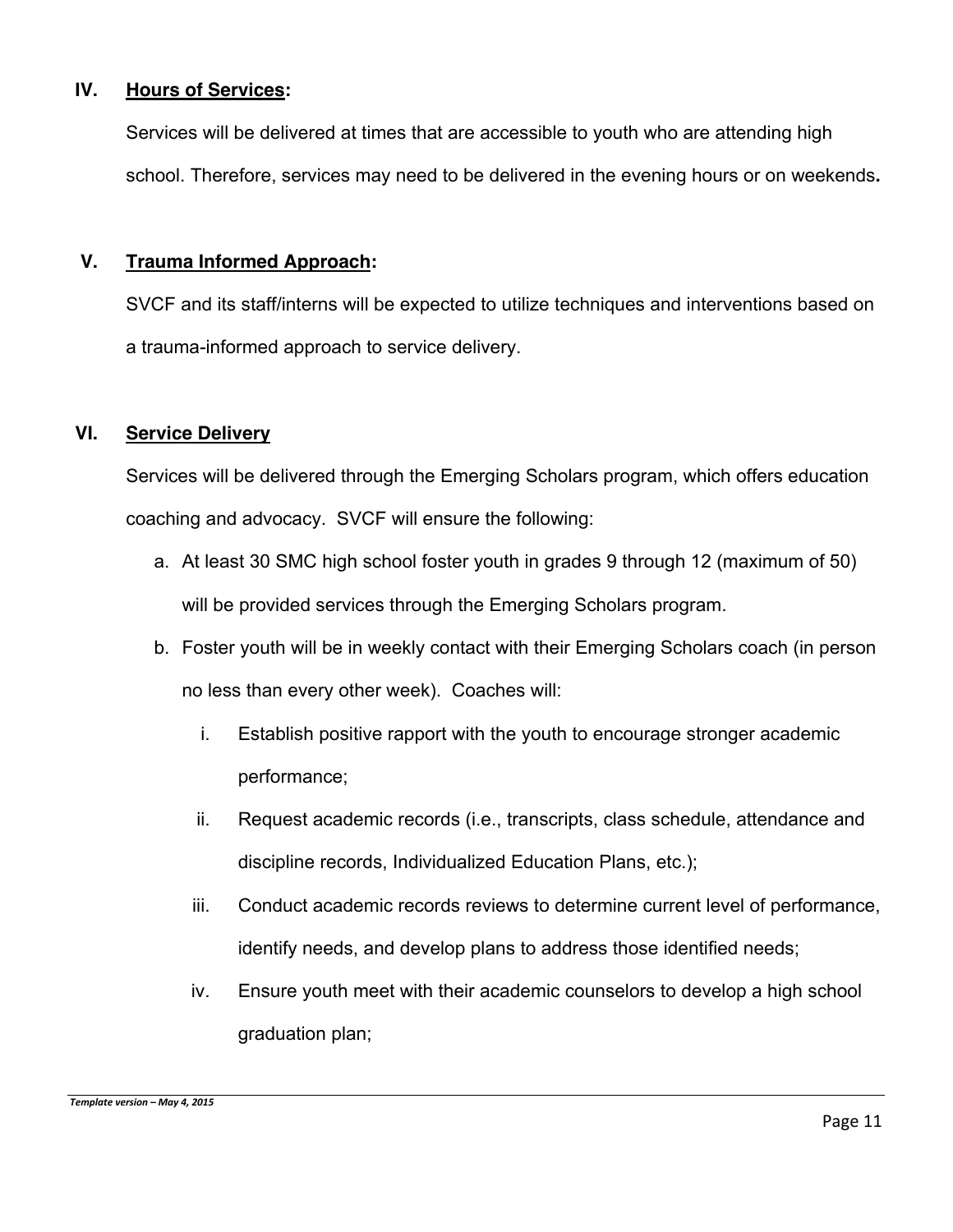## IV. Hours of Services:

Services will be delivered at times that are accessible to youth who are attending high school. Therefore, services may need to be delivered in the evening hours or on weekends**.**

## V. Trauma Informed Approach:

SVCF and its staff/interns will be expected to utilize techniques and interventions based on a trauma-informed approach to service delivery.

## VI. Service Delivery

Services will be delivered through the Emerging Scholars program, which offers education coaching and advocacy. SVCF will ensure the following:

a. At least 30 SMC high school foster youth in grades 9 through 12 (maximum of 50) will be provided services through the Emerging Scholars program.

b. Foster youth will be in weekly contact with their Emerging Scholars coach (in person no less than every other week). Coaches will:

   i. Establish positive rapport with the youth to encourage stronger academic performance;

   ii. Request academic records (i.e., transcripts, class schedule, attendance and discipline records, Individualized Education Plans, etc.);

   iii. Conduct academic records reviews to determine current level of performance, identify needs, and develop plans to address those identified needs;

   iv. Ensure youth meet with their academic counselors to develop a high school graduation plan;

*Template version – May 4, 2015*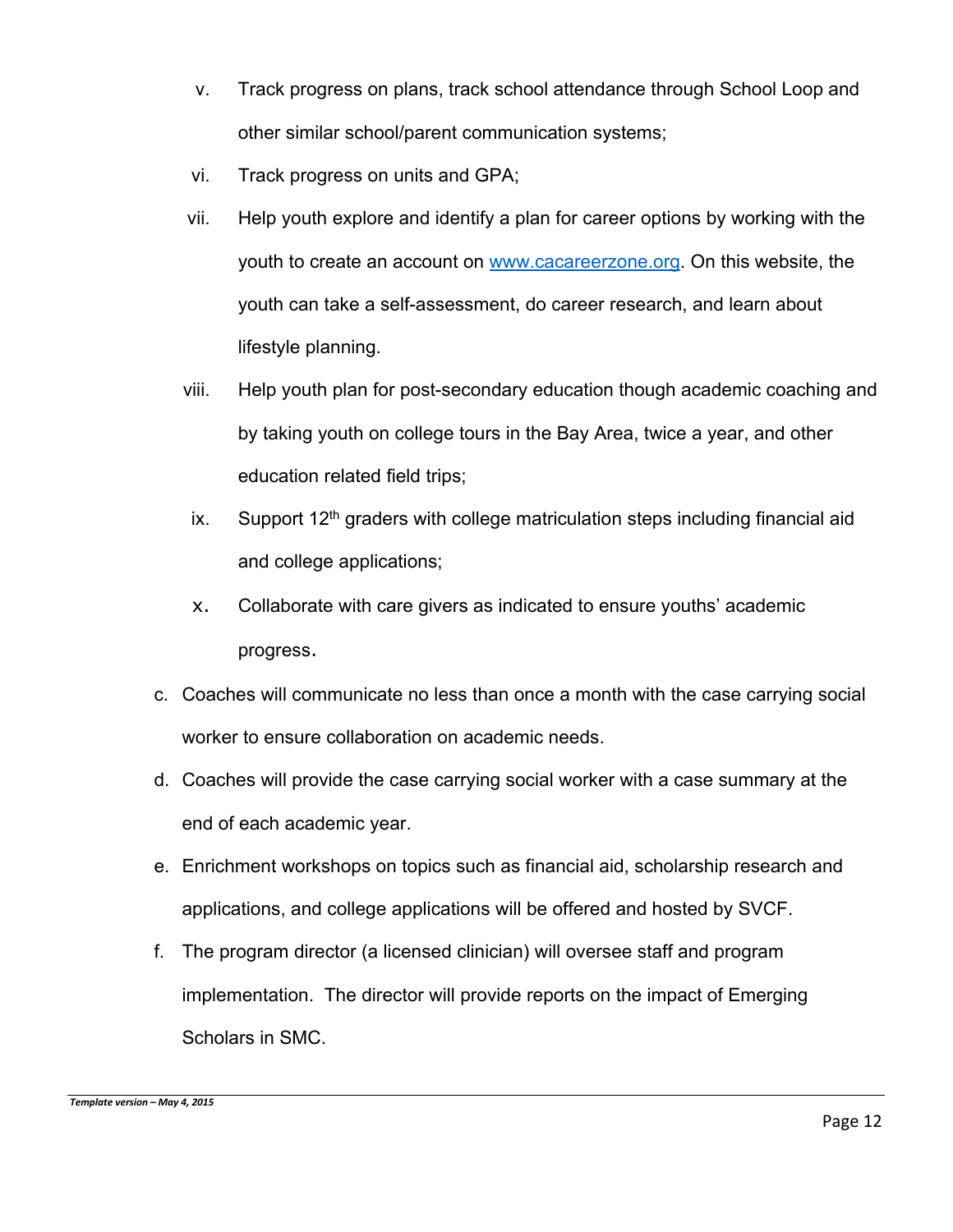v. Track progress on plans, track school attendance through School Loop and other similar school/parent communication systems;

vi. Track progress on units and GPA;

vii. Help youth explore and identify a plan for career options by working with the youth to create an account on [www.cacareerzone.org](http://www.cacareerzone.org). On this website, the youth can take a self-assessment, do career research, and learn about lifestyle planning.

viii. Help youth plan for post-secondary education though academic coaching and by taking youth on college tours in the Bay Area, twice a year, and other education related field trips;

ix. Support 12th graders with college matriculation steps including financial aid and college applications;

x. Collaborate with care givers as indicated to ensure youths' academic progress.

c. Coaches will communicate no less than once a month with the case carrying social worker to ensure collaboration on academic needs.

d. Coaches will provide the case carrying social worker with a case summary at the end of each academic year.

e. Enrichment workshops on topics such as financial aid, scholarship research and applications, and college applications will be offered and hosted by SVCF.

f. The program director (a licensed clinician) will oversee staff and program implementation. The director will provide reports on the impact of Emerging Scholars in SMC.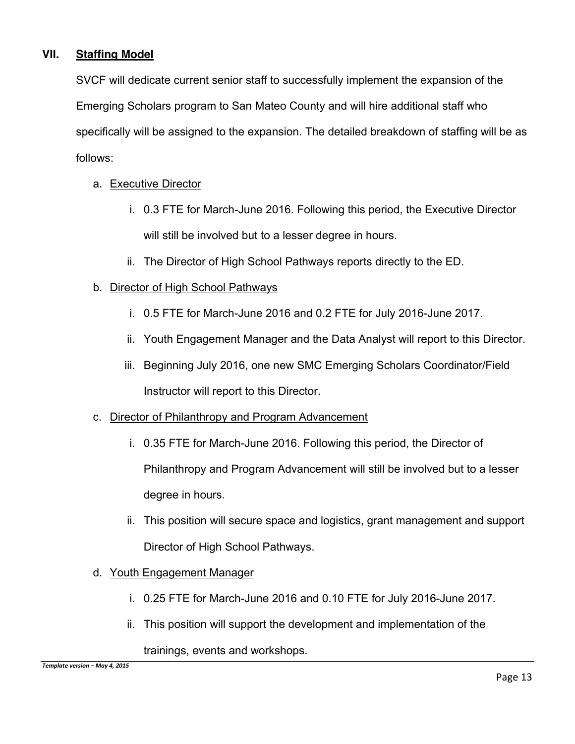## VII. Staffing Model

SVCF will dedicate current senior staff to successfully implement the expansion of the Emerging Scholars program to San Mateo County and will hire additional staff who specifically will be assigned to the expansion. The detailed breakdown of staffing will be as follows:

a. Executive Director
   i. 0.3 FTE for March-June 2016. Following this period, the Executive Director will still be involved but to a lesser degree in hours.
   ii. The Director of High School Pathways reports directly to the ED.

b. Director of High School Pathways
   i. 0.5 FTE for March-June 2016 and 0.2 FTE for July 2016-June 2017.
   ii. Youth Engagement Manager and the Data Analyst will report to this Director.
   iii. Beginning July 2016, one new SMC Emerging Scholars Coordinator/Field Instructor will report to this Director.

c. Director of Philanthropy and Program Advancement
   i. 0.35 FTE for March-June 2016. Following this period, the Director of Philanthropy and Program Advancement will still be involved but to a lesser degree in hours.
   ii. This position will secure space and logistics, grant management and support Director of High School Pathways.

d. Youth Engagement Manager
   i. 0.25 FTE for March-June 2016 and 0.10 FTE for July 2016-June 2017.
   ii. This position will support the development and implementation of the trainings, events and workshops.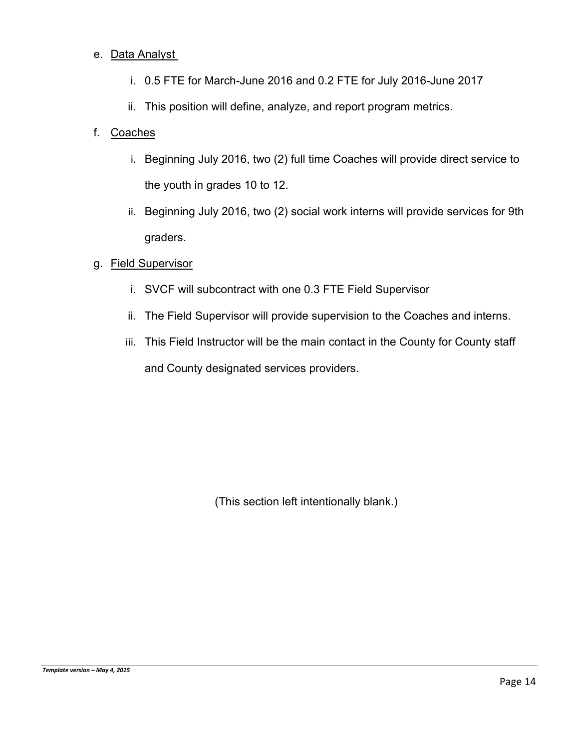e. <u>Data Analyst</u>

   i. 0.5 FTE for March-June 2016 and 0.2 FTE for July 2016-June 2017

   ii. This position will define, analyze, and report program metrics.

f. <u>Coaches</u>

   i. Beginning July 2016, two (2) full time Coaches will provide direct service to the youth in grades 10 to 12.

   ii. Beginning July 2016, two (2) social work interns will provide services for 9th graders.

g. <u>Field Supervisor</u>

   i. SVCF will subcontract with one 0.3 FTE Field Supervisor

   ii. The Field Supervisor will provide supervision to the Coaches and interns.

   iii. This Field Instructor will be the main contact in the County for County staff and County designated services providers.

(This section left intentionally blank.)

***Template version – May 4, 2015***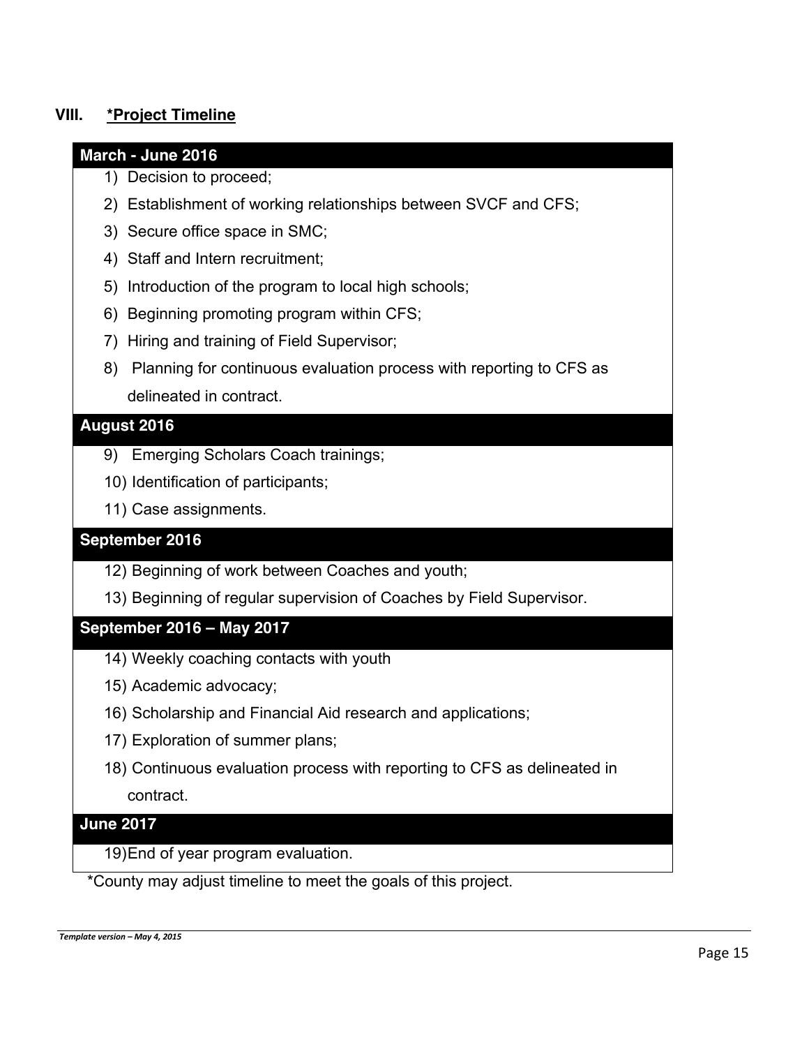## VIII. *Project Timeline

**March - June 2016**

1) Decision to proceed;
2) Establishment of working relationships between SVCF and CFS;
3) Secure office space in SMC;
4) Staff and Intern recruitment;
5) Introduction of the program to local high schools;
6) Beginning promoting program within CFS;
7) Hiring and training of Field Supervisor;
8) Planning for continuous evaluation process with reporting to CFS as delineated in contract.

**August 2016**

9) Emerging Scholars Coach trainings;
10) Identification of participants;
11) Case assignments.

**September 2016**

12) Beginning of work between Coaches and youth;
13) Beginning of regular supervision of Coaches by Field Supervisor.

**September 2016 – May 2017**

14) Weekly coaching contacts with youth
15) Academic advocacy;
16) Scholarship and Financial Aid research and applications;
17) Exploration of summer plans;
18) Continuous evaluation process with reporting to CFS as delineated in contract.

**June 2017**

19) End of year program evaluation.

*County may adjust timeline to meet the goals of this project.

*Template version – May 4, 2015*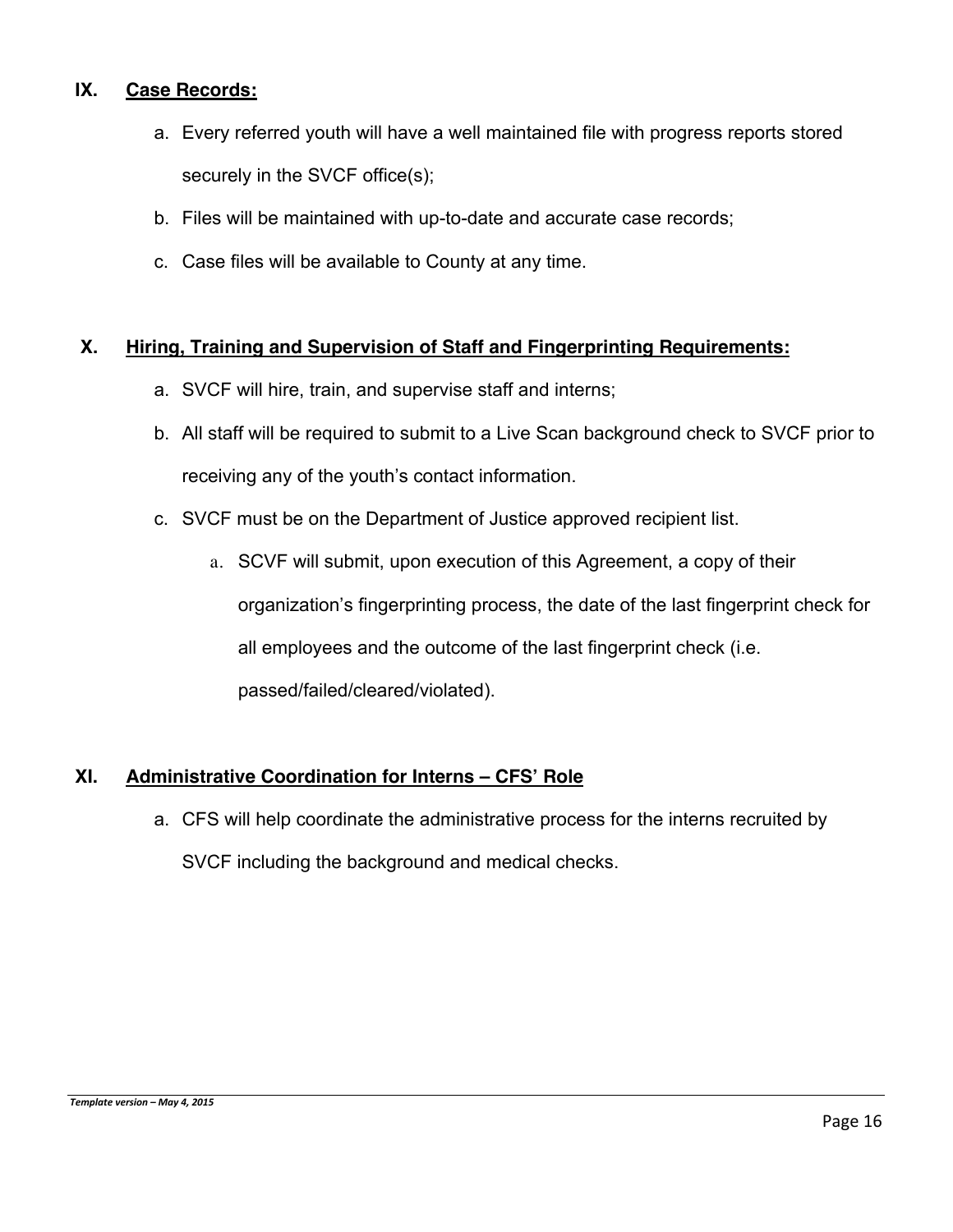## IX. Case Records:

a. Every referred youth will have a well maintained file with progress reports stored securely in the SVCF office(s);

b. Files will be maintained with up-to-date and accurate case records;

c. Case files will be available to County at any time.

## X. Hiring, Training and Supervision of Staff and Fingerprinting Requirements:

a. SVCF will hire, train, and supervise staff and interns;

b. All staff will be required to submit to a Live Scan background check to SVCF prior to receiving any of the youth's contact information.

c. SVCF must be on the Department of Justice approved recipient list.

  a. SCVF will submit, upon execution of this Agreement, a copy of their organization's fingerprinting process, the date of the last fingerprint check for all employees and the outcome of the last fingerprint check (i.e. passed/failed/cleared/violated).

## XI. Administrative Coordination for Interns – CFS' Role

a. CFS will help coordinate the administrative process for the interns recruited by SVCF including the background and medical checks.

*Template version – May 4, 2015*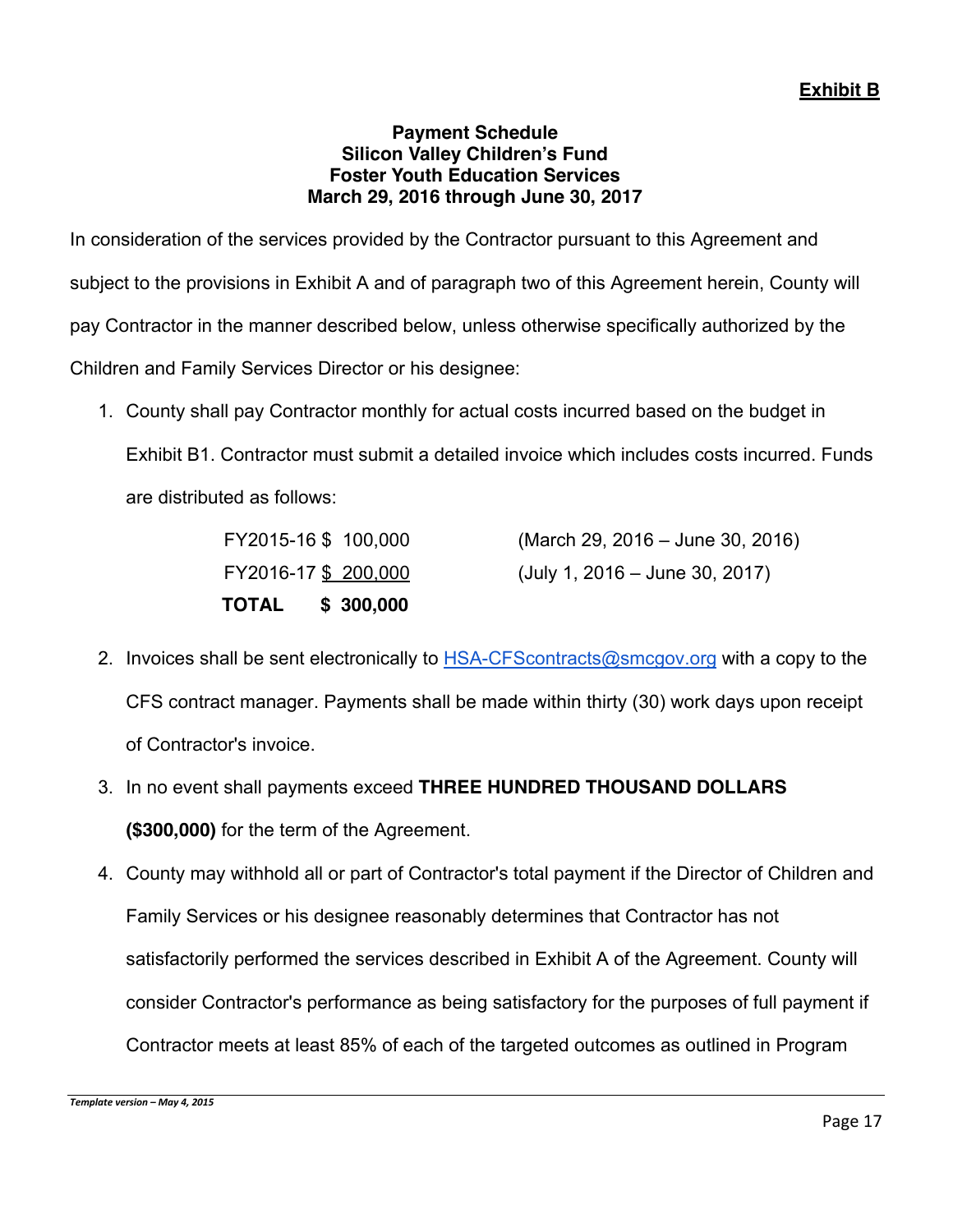**Exhibit B**

**Payment Schedule**
**Silicon Valley Children's Fund**
**Foster Youth Education Services**
**March 29, 2016 through June 30, 2017**

In consideration of the services provided by the Contractor pursuant to this Agreement and subject to the provisions in Exhibit A and of paragraph two of this Agreement herein, County will pay Contractor in the manner described below, unless otherwise specifically authorized by the Children and Family Services Director or his designee:

1. County shall pay Contractor monthly for actual costs incurred based on the budget in Exhibit B1. Contractor must submit a detailed invoice which includes costs incurred. Funds are distributed as follows:

| | | |
|---|---|---|
| FY2015-16 | $ 100,000 | (March 29, 2016 – June 30, 2016) |
| FY2016-17 | $ 200,000 | (July 1, 2016 – June 30, 2017) |
| **TOTAL** | **$ 300,000** | |

2. Invoices shall be sent electronically to HSA-CFScontracts@smcgov.org with a copy to the CFS contract manager. Payments shall be made within thirty (30) work days upon receipt of Contractor's invoice.

3. In no event shall payments exceed **THREE HUNDRED THOUSAND DOLLARS ($300,000)** for the term of the Agreement.

4. County may withhold all or part of Contractor's total payment if the Director of Children and Family Services or his designee reasonably determines that Contractor has not satisfactorily performed the services described in Exhibit A of the Agreement. County will consider Contractor's performance as being satisfactory for the purposes of full payment if Contractor meets at least 85% of each of the targeted outcomes as outlined in Program

*Template version – May 4, 2015*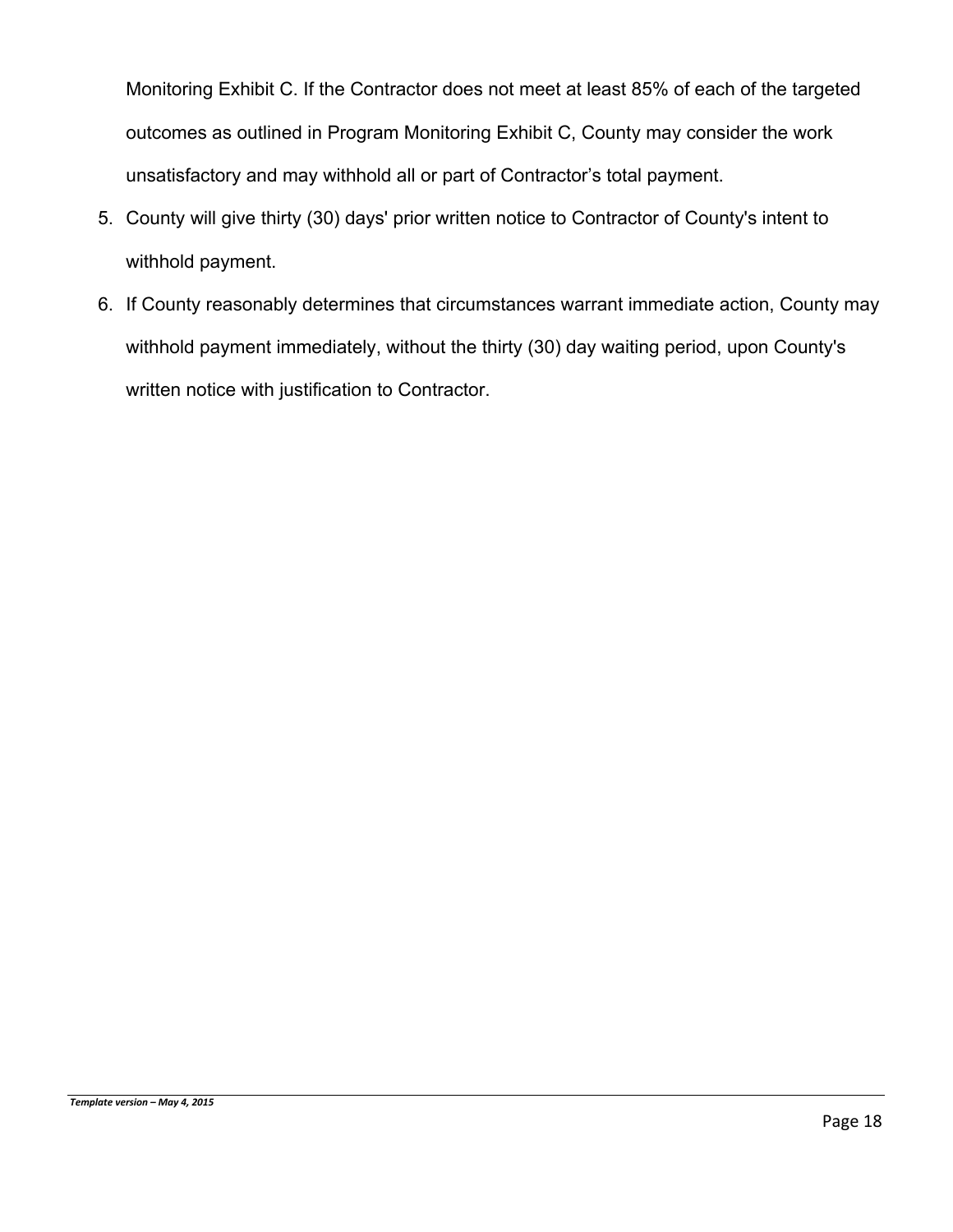Monitoring Exhibit C. If the Contractor does not meet at least 85% of each of the targeted outcomes as outlined in Program Monitoring Exhibit C, County may consider the work unsatisfactory and may withhold all or part of Contractor's total payment.

5. County will give thirty (30) days' prior written notice to Contractor of County's intent to withhold payment.
6. If County reasonably determines that circumstances warrant immediate action, County may withhold payment immediately, without the thirty (30) day waiting period, upon County's written notice with justification to Contractor.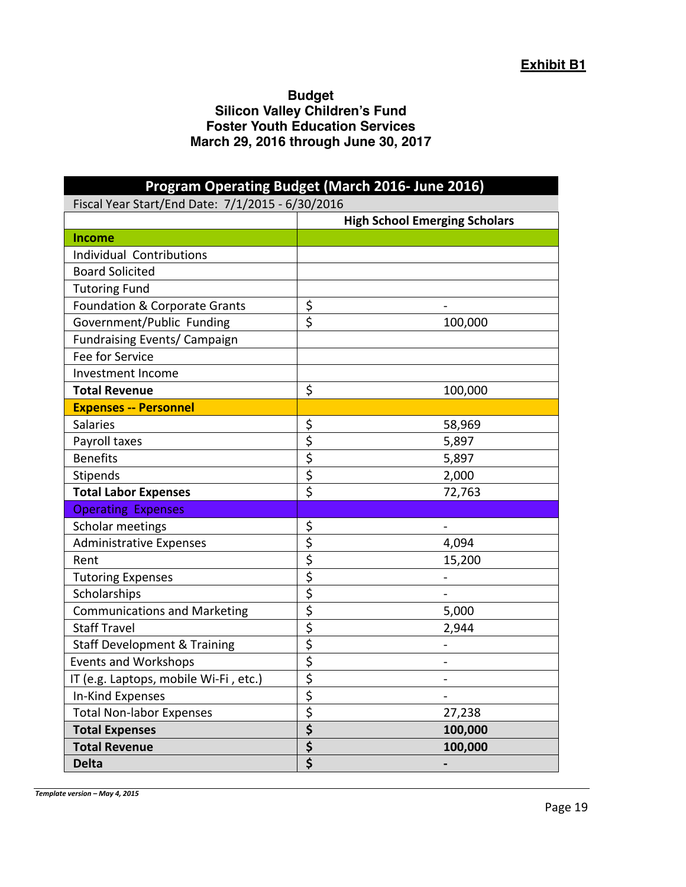**Exhibit B1**

**Budget**
**Silicon Valley Children's Fund**
**Foster Youth Education Services**
**March 29, 2016 through June 30, 2017**

| **Program Operating Budget (March 2016- June 2016)** | | |
|---|---|---|
| Fiscal Year Start/End Date: 7/1/2015 - 6/30/2016 | | |
| | | **High School Emerging Scholars** |
| **Income** | | |
| Individual Contributions | | |
| Board Solicited | | |
| Tutoring Fund | | |
| Foundation & Corporate Grants | $ | - |
| Government/Public Funding | $ | 100,000 |
| Fundraising Events/ Campaign | | |
| Fee for Service | | |
| Investment Income | | |
| **Total Revenue** | $ | 100,000 |
| **Expenses -- Personnel** | | |
| Salaries | $ | 58,969 |
| Payroll taxes | $ | 5,897 |
| Benefits | $ | 5,897 |
| Stipends | $ | 2,000 |
| **Total Labor Expenses** | $ | 72,763 |
| Operating Expenses | | |
| Scholar meetings | $ | - |
| Administrative Expenses | $ | 4,094 |
| Rent | $ | 15,200 |
| Tutoring Expenses | $ | - |
| Scholarships | $ | - |
| Communications and Marketing | $ | 5,000 |
| Staff Travel | $ | 2,944 |
| Staff Development & Training | $ | - |
| Events and Workshops | $ | - |
| IT (e.g. Laptops, mobile Wi-Fi , etc.) | $ | - |
| In-Kind Expenses | $ | - |
| Total Non-labor Expenses | $ | 27,238 |
| **Total Expenses** | **$** | **100,000** |
| **Total Revenue** | **$** | **100,000** |
| **Delta** | **$** | **-** |

*Template version – May 4, 2015*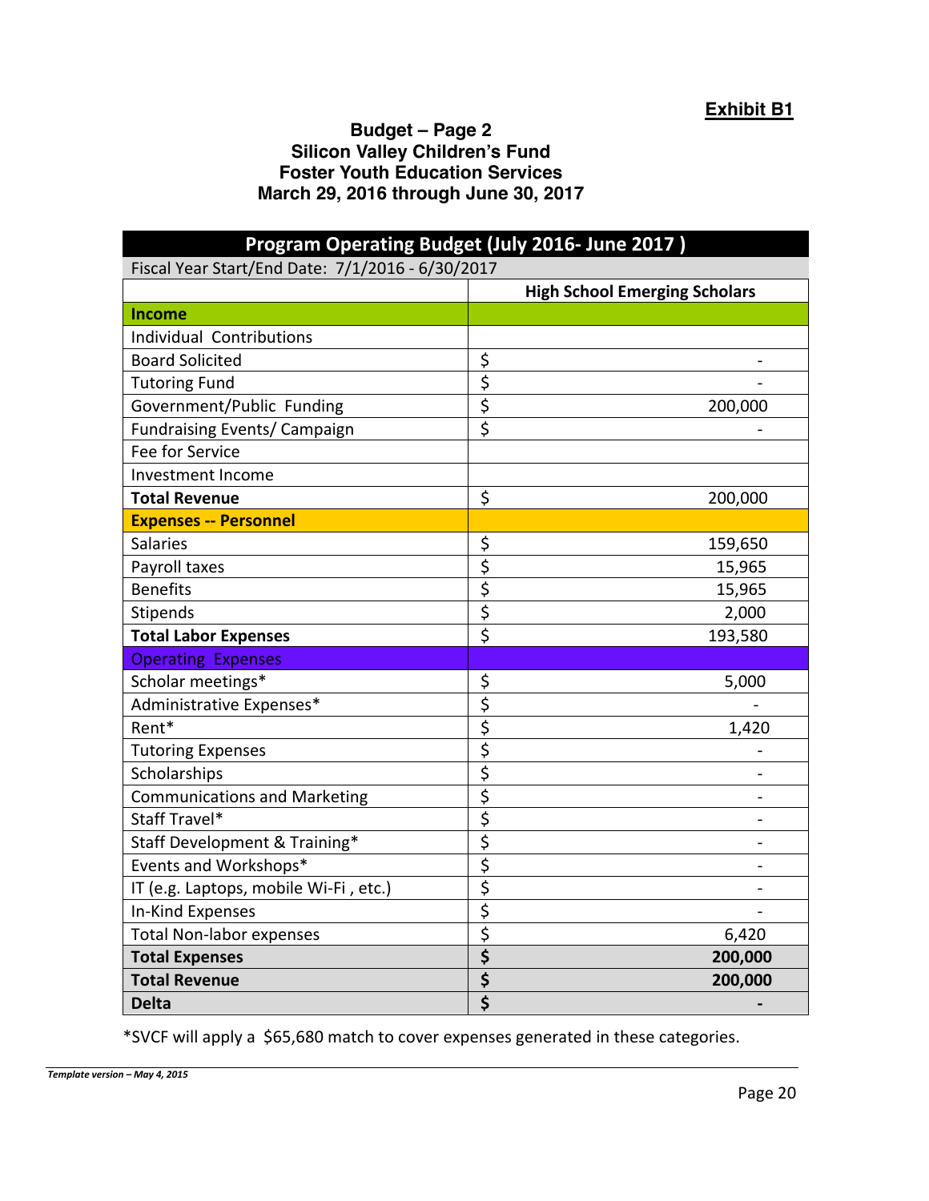**Exhibit B1**

**Budget – Page 2**
**Silicon Valley Children's Fund**
**Foster Youth Education Services**
**March 29, 2016 through June 30, 2017**

| Program Operating Budget (July 2016- June 2017 ) | |
|---|---|
| Fiscal Year Start/End Date: 7/1/2016 - 6/30/2017 | |
| | **High School Emerging Scholars** |
| **Income** | |
| Individual Contributions | |
| Board Solicited | $ - |
| Tutoring Fund | $ - |
| Government/Public Funding | $ 200,000 |
| Fundraising Events/ Campaign | $ - |
| Fee for Service | |
| Investment Income | |
| **Total Revenue** | $ 200,000 |
| **Expenses -- Personnel** | |
| Salaries | $ 159,650 |
| Payroll taxes | $ 15,965 |
| Benefits | $ 15,965 |
| Stipends | $ 2,000 |
| **Total Labor Expenses** | $ 193,580 |
| Operating Expenses | |
| Scholar meetings* | $ 5,000 |
| Administrative Expenses* | $ - |
| Rent* | $ 1,420 |
| Tutoring Expenses | $ - |
| Scholarships | $ - |
| Communications and Marketing | $ - |
| Staff Travel* | $ - |
| Staff Development & Training* | $ - |
| Events and Workshops* | $ - |
| IT (e.g. Laptops, mobile Wi-Fi , etc.) | $ - |
| In-Kind Expenses | $ - |
| Total Non-labor expenses | $ 6,420 |
| **Total Expenses** | **$ 200,000** |
| **Total Revenue** | **$ 200,000** |
| **Delta** | **$ -** |

*SVCF will apply a $65,680 match to cover expenses generated in these categories.

*Template version – May 4, 2015*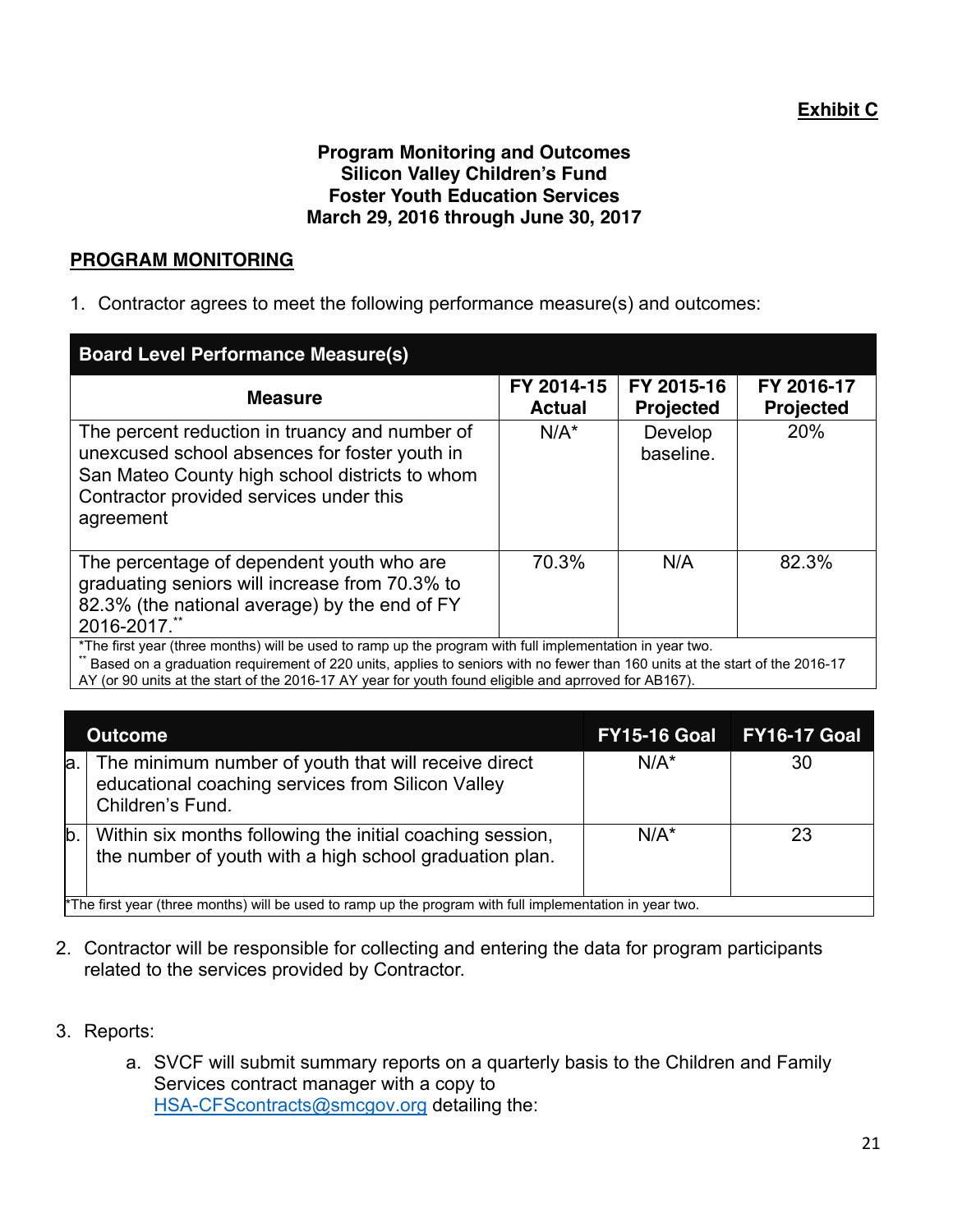**Exhibit C**

**Program Monitoring and Outcomes**
**Silicon Valley Children's Fund**
**Foster Youth Education Services**
**March 29, 2016 through June 30, 2017**

## PROGRAM MONITORING

1. Contractor agrees to meet the following performance measure(s) and outcomes:

| Board Level Performance Measure(s) | | | |
|---|---|---|---|
| **Measure** | **FY 2014-15 Actual** | **FY 2015-16 Projected** | **FY 2016-17 Projected** |
| The percent reduction in truancy and number of unexcused school absences for foster youth in San Mateo County high school districts to whom Contractor provided services under this agreement | N/A* | Develop baseline. | 20% |
| The percentage of dependent youth who are graduating seniors will increase from 70.3% to 82.3% (the national average) by the end of FY 2016-2017.** | 70.3% | N/A | 82.3% |

*The first year (three months) will be used to ramp up the program with full implementation in year two.
** Based on a graduation requirement of 220 units, applies to seniors with no fewer than 160 units at the start of the 2016-17 AY (or 90 units at the start of the 2016-17 AY year for youth found eligible and aprroved for AB167).

| | Outcome | FY15-16 Goal | FY16-17 Goal |
|---|---|---|---|
| a. | The minimum number of youth that will receive direct educational coaching services from Silicon Valley Children's Fund. | N/A* | 30 |
| b. | Within six months following the initial coaching session, the number of youth with a high school graduation plan. | N/A* | 23 |

*The first year (three months) will be used to ramp up the program with full implementation in year two.

2. Contractor will be responsible for collecting and entering the data for program participants related to the services provided by Contractor.

3. Reports:
   a. SVCF will submit summary reports on a quarterly basis to the Children and Family Services contract manager with a copy to HSA-CFScontracts@smcgov.org detailing the: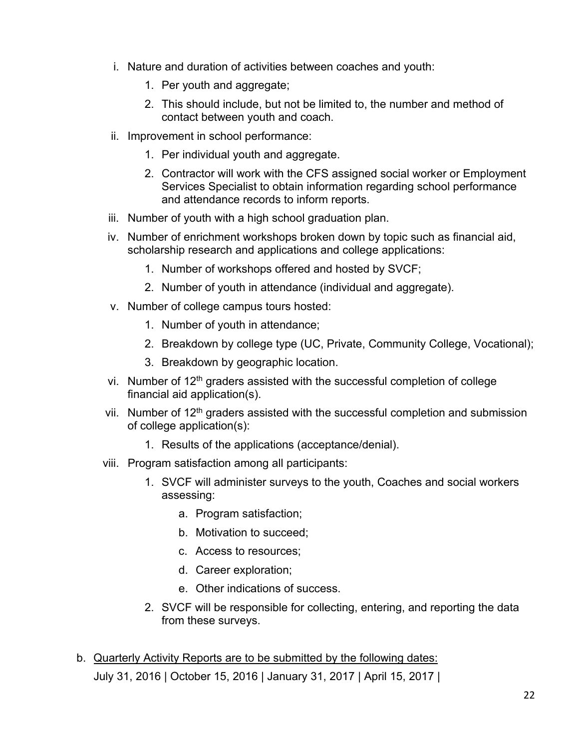i. Nature and duration of activities between coaches and youth:

    1. Per youth and aggregate;
    2. This should include, but not be limited to, the number and method of contact between youth and coach.

ii. Improvement in school performance:

    1. Per individual youth and aggregate.
    2. Contractor will work with the CFS assigned social worker or Employment Services Specialist to obtain information regarding school performance and attendance records to inform reports.

iii. Number of youth with a high school graduation plan.

iv. Number of enrichment workshops broken down by topic such as financial aid, scholarship research and applications and college applications:

    1. Number of workshops offered and hosted by SVCF;
    2. Number of youth in attendance (individual and aggregate).

v. Number of college campus tours hosted:

    1. Number of youth in attendance;
    2. Breakdown by college type (UC, Private, Community College, Vocational);
    3. Breakdown by geographic location.

vi. Number of 12th graders assisted with the successful completion of college financial aid application(s).

vii. Number of 12th graders assisted with the successful completion and submission of college application(s):

    1. Results of the applications (acceptance/denial).

viii. Program satisfaction among all participants:

    1. SVCF will administer surveys to the youth, Coaches and social workers assessing:
        a. Program satisfaction;
        b. Motivation to succeed;
        c. Access to resources;
        d. Career exploration;
        e. Other indications of success.
    2. SVCF will be responsible for collecting, entering, and reporting the data from these surveys.

b. Quarterly Activity Reports are to be submitted by the following dates:

July 31, 2016 | October 15, 2016 | January 31, 2017 | April 15, 2017 |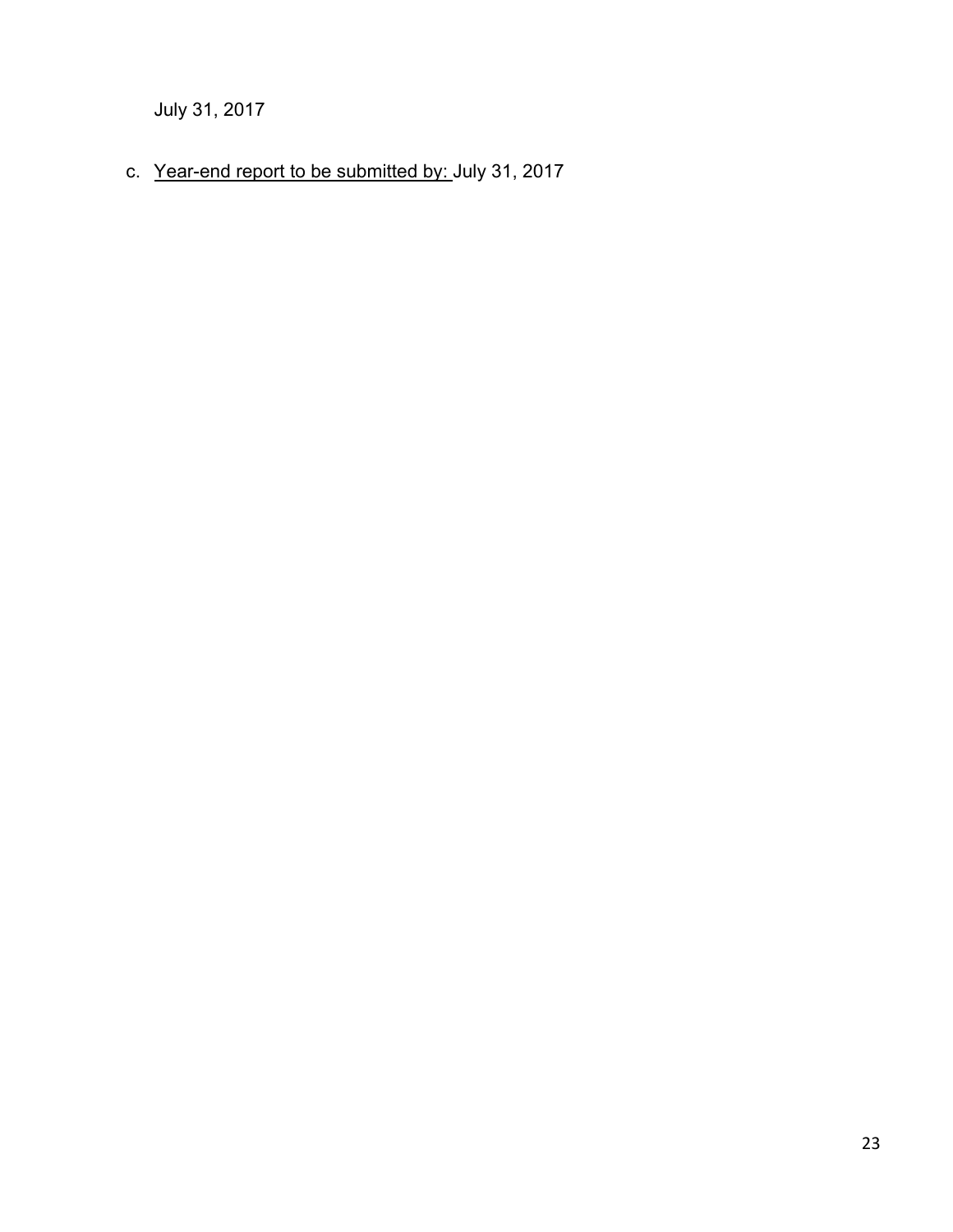July 31, 2017

c. Year-end report to be submitted by: July 31, 2017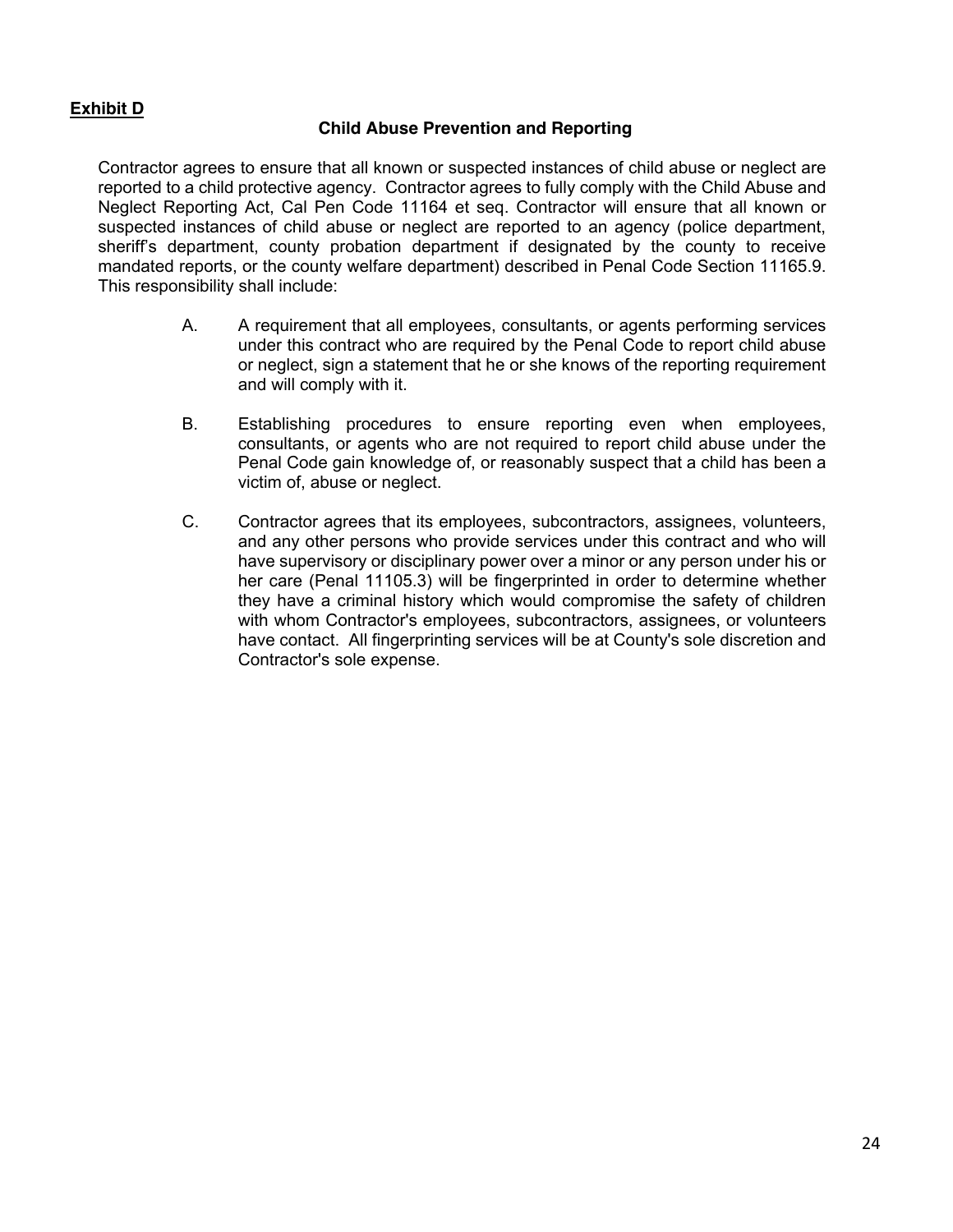**<u>Exhibit D</u>**

## Child Abuse Prevention and Reporting

Contractor agrees to ensure that all known or suspected instances of child abuse or neglect are reported to a child protective agency. Contractor agrees to fully comply with the Child Abuse and Neglect Reporting Act, Cal Pen Code 11164 et seq. Contractor will ensure that all known or suspected instances of child abuse or neglect are reported to an agency (police department, sheriff's department, county probation department if designated by the county to receive mandated reports, or the county welfare department) described in Penal Code Section 11165.9. This responsibility shall include:

A. A requirement that all employees, consultants, or agents performing services under this contract who are required by the Penal Code to report child abuse or neglect, sign a statement that he or she knows of the reporting requirement and will comply with it.

B. Establishing procedures to ensure reporting even when employees, consultants, or agents who are not required to report child abuse under the Penal Code gain knowledge of, or reasonably suspect that a child has been a victim of, abuse or neglect.

C. Contractor agrees that its employees, subcontractors, assignees, volunteers, and any other persons who provide services under this contract and who will have supervisory or disciplinary power over a minor or any person under his or her care (Penal 11105.3) will be fingerprinted in order to determine whether they have a criminal history which would compromise the safety of children with whom Contractor's employees, subcontractors, assignees, or volunteers have contact. All fingerprinting services will be at County's sole discretion and Contractor's sole expense.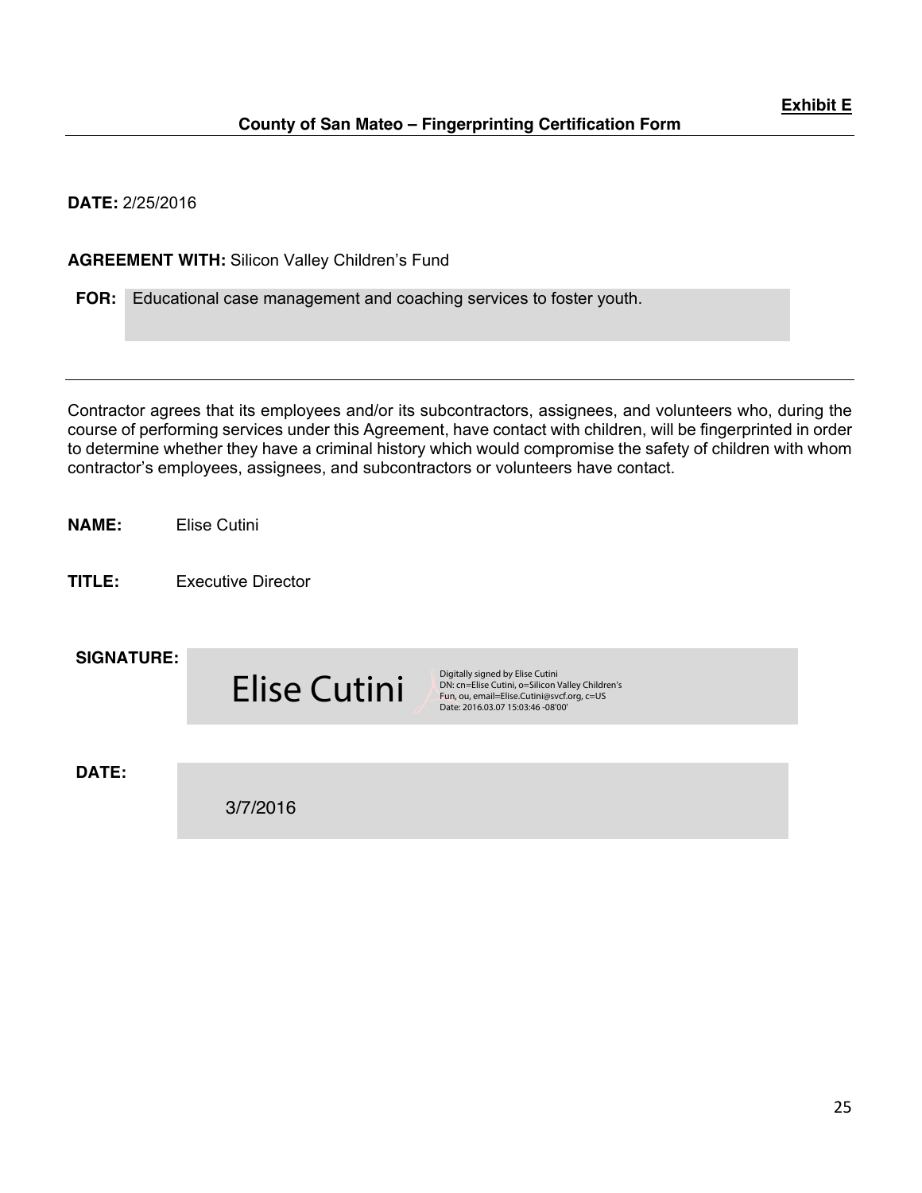**Exhibit E**

**County of San Mateo – Fingerprinting Certification Form**

---

**DATE:** 2/25/2016

**AGREEMENT WITH:** Silicon Valley Children's Fund

**FOR:** Educational case management and coaching services to foster youth.

---

Contractor agrees that its employees and/or its subcontractors, assignees, and volunteers who, during the course of performing services under this Agreement, have contact with children, will be fingerprinted in order to determine whether they have a criminal history which would compromise the safety of children with whom contractor's employees, assignees, and subcontractors or volunteers have contact.

**NAME:** Elise Cutini

**TITLE:** Executive Director

**SIGNATURE:** Elise Cutini

Digitally signed by Elise Cutini
DN: cn=Elise Cutini, o=Silicon Valley Children's Fun, ou, email=Elise.Cutini@svcf.org, c=US
Date: 2016.03.07 15:03:46 -08'00'

**DATE:** 3/7/2016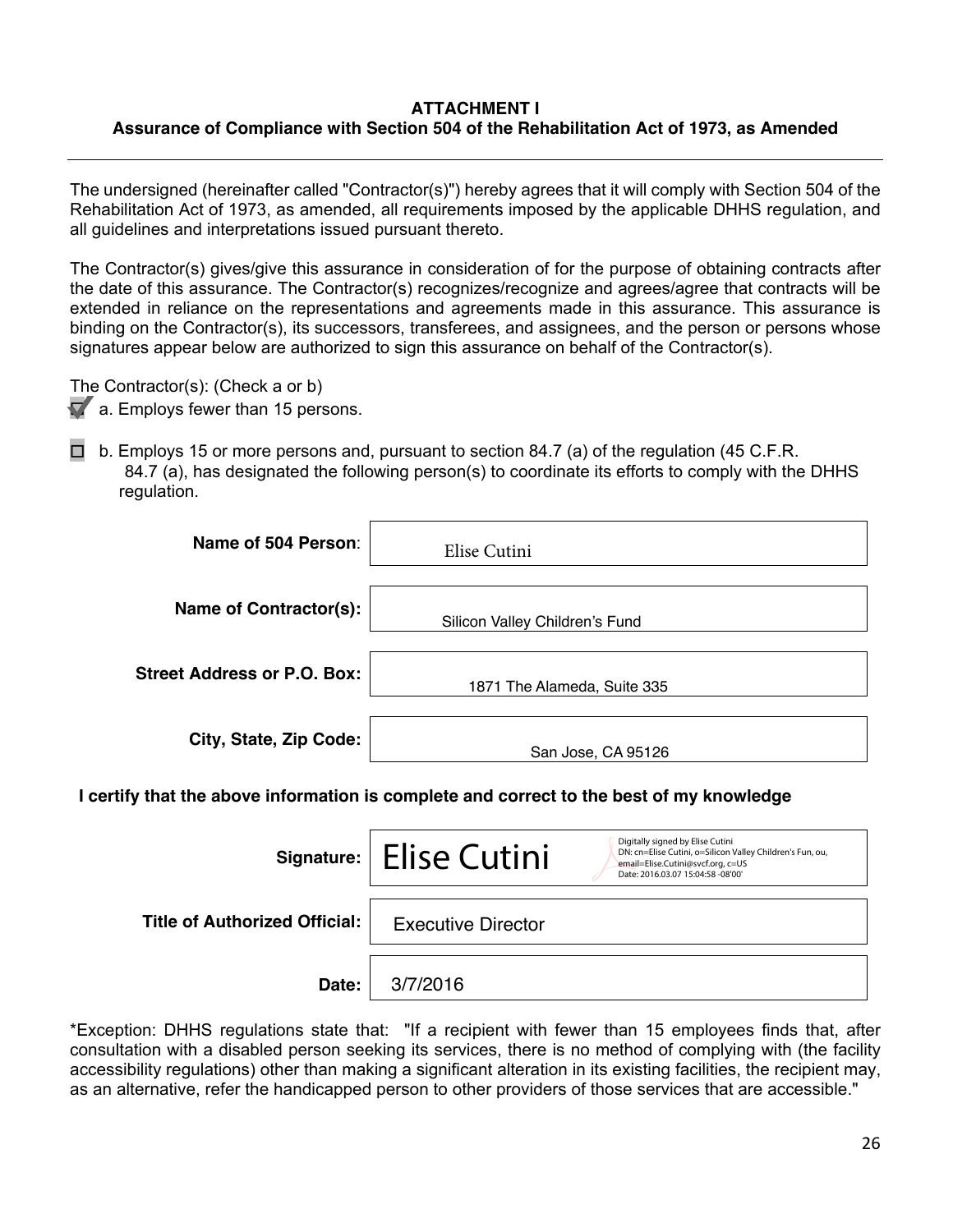**ATTACHMENT I**
**Assurance of Compliance with Section 504 of the Rehabilitation Act of 1973, as Amended**

---

The undersigned (hereinafter called "Contractor(s)") hereby agrees that it will comply with Section 504 of the Rehabilitation Act of 1973, as amended, all requirements imposed by the applicable DHHS regulation, and all guidelines and interpretations issued pursuant thereto.

The Contractor(s) gives/give this assurance in consideration of for the purpose of obtaining contracts after the date of this assurance. The Contractor(s) recognizes/recognize and agrees/agree that contracts will be extended in reliance on the representations and agreements made in this assurance. This assurance is binding on the Contractor(s), its successors, transferees, and assignees, and the person or persons whose signatures appear below are authorized to sign this assurance on behalf of the Contractor(s).

The Contractor(s): (Check a or b)

- [x] a. Employs fewer than 15 persons.
- [ ] b. Employs 15 or more persons and, pursuant to section 84.7 (a) of the regulation (45 C.F.R. 84.7 (a), has designated the following person(s) to coordinate its efforts to comply with the DHHS regulation.

| | |
|---|---|
| **Name of 504 Person**: | Elise Cutini |
| **Name of Contractor(s):** | Silicon Valley Children's Fund |
| **Street Address or P.O. Box:** | 1871 The Alameda, Suite 335 |
| **City, State, Zip Code:** | San Jose, CA 95126 |

**I certify that the above information is complete and correct to the best of my knowledge**

| | |
|---|---|
| **Signature:** | Elise Cutini — Digitally signed by Elise Cutini DN: cn=Elise Cutini, o=Silicon Valley Children's Fun, ou, email=Elise.Cutini@svcf.org, c=US Date: 2016.03.07 15:04:58 -08'00' |
| **Title of Authorized Official:** | Executive Director |
| **Date:** | 3/7/2016 |

*Exception: DHHS regulations state that: "If a recipient with fewer than 15 employees finds that, after consultation with a disabled person seeking its services, there is no method of complying with (the facility accessibility regulations) other than making a significant alteration in its existing facilities, the recipient may, as an alternative, refer the handicapped person to other providers of those services that are accessible."